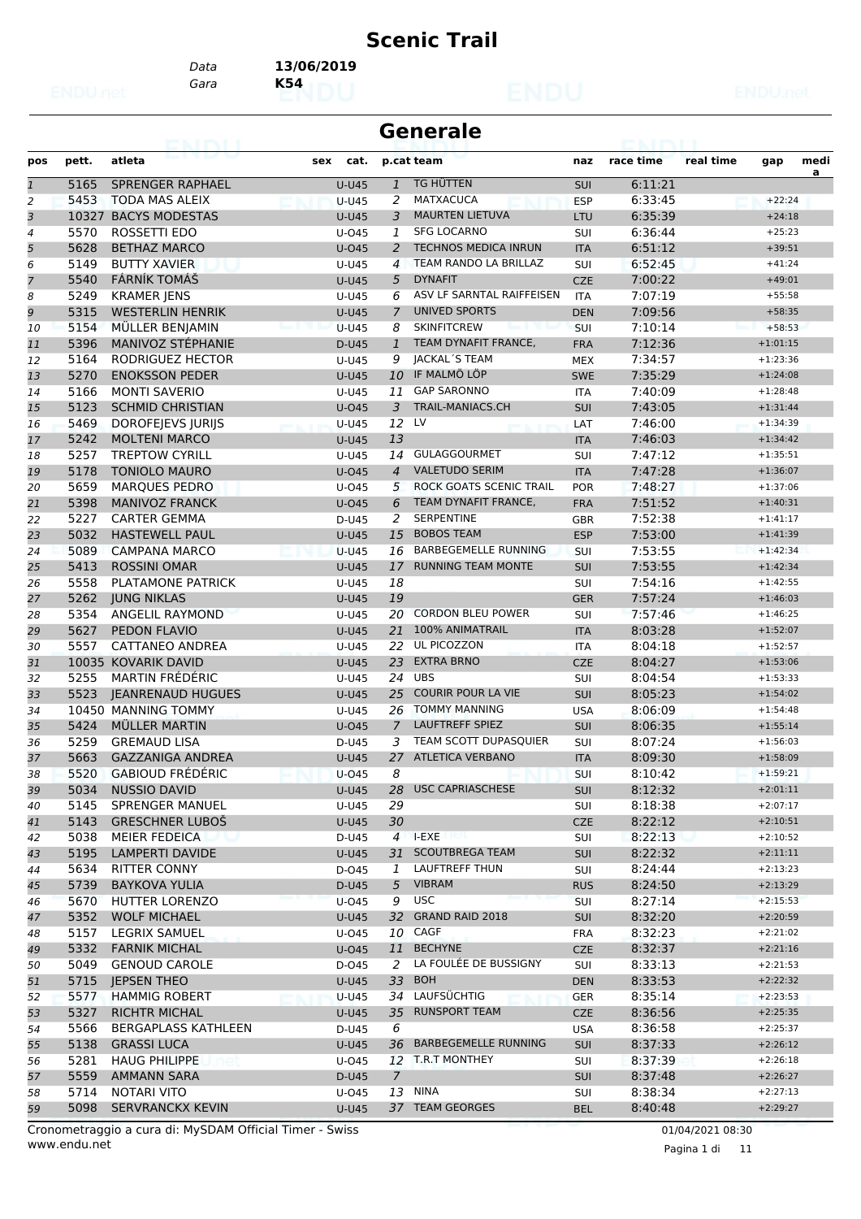# Scenic Trail

Data **13/06/2019**
Gara **K54**

## Generale

| pos | pett. | atleta | sex | cat. | p.cat | team | naz | race time | real time | gap | media |
|---|---|---|---|---|---|---|---|---|---|---|---|
| 1 | 5165 | SPRENGER RAPHAEL | | U-U45 | 1 | TG HÜTTEN | SUI | 6:11:21 | | | |
| 2 | 5453 | TODA MAS ALEIX | | U-U45 | 2 | MATXACUCA | ESP | 6:33:45 | | +22:24 | |
| 3 | 10327 | BACYS MODESTAS | | U-U45 | 3 | MAURTEN LIETUVA | LTU | 6:35:39 | | +24:18 | |
| 4 | 5570 | ROSSETTI EDO | | U-O45 | 1 | SFG LOCARNO | SUI | 6:36:44 | | +25:23 | |
| 5 | 5628 | BETHAZ MARCO | | U-O45 | 2 | TECHNOS MEDICA INRUN | ITA | 6:51:12 | | +39:51 | |
| 6 | 5149 | BUTTY XAVIER | | U-U45 | 4 | TEAM RANDO LA BRILLAZ | SUI | 6:52:45 | | +41:24 | |
| 7 | 5540 | FÁRNÍK TOMÁŠ | | U-U45 | 5 | DYNAFIT | CZE | 7:00:22 | | +49:01 | |
| 8 | 5249 | KRAMER JENS | | U-U45 | 6 | ASV LF SARNTAL RAIFFEISEN | ITA | 7:07:19 | | +55:58 | |
| 9 | 5315 | WESTERLIN HENRIK | | U-U45 | 7 | UNIVED SPORTS | DEN | 7:09:56 | | +58:35 | |
| 10 | 5154 | MÜLLER BENJAMIN | | U-U45 | 8 | SKINFITCREW | SUI | 7:10:14 | | +58:53 | |
| 11 | 5396 | MANIVOZ STÉPHANIE | | D-U45 | 1 | TEAM DYNAFIT FRANCE, | FRA | 7:12:36 | | +1:01:15 | |
| 12 | 5164 | RODRIGUEZ HECTOR | | U-U45 | 9 | JACKAL´S TEAM | MEX | 7:34:57 | | +1:23:36 | |
| 13 | 5270 | ENOKSSON PEDER | | U-U45 | 10 | IF MALMÖ LÖP | SWE | 7:35:29 | | +1:24:08 | |
| 14 | 5166 | MONTI SAVERIO | | U-U45 | 11 | GAP SARONNO | ITA | 7:40:09 | | +1:28:48 | |
| 15 | 5123 | SCHMID CHRISTIAN | | U-O45 | 3 | TRAIL-MANIACS.CH | SUI | 7:43:05 | | +1:31:44 | |
| 16 | 5469 | DOROFEJEVS JURIJS | | U-U45 | 12 | LV | LAT | 7:46:00 | | +1:34:39 | |
| 17 | 5242 | MOLTENI MARCO | | U-U45 | 13 | | ITA | 7:46:03 | | +1:34:42 | |
| 18 | 5257 | TREPTOW CYRILL | | U-U45 | 14 | GULAGGOURMET | SUI | 7:47:12 | | +1:35:51 | |
| 19 | 5178 | TONIOLO MAURO | | U-O45 | 4 | VALETUDO SERIM | ITA | 7:47:28 | | +1:36:07 | |
| 20 | 5659 | MARQUES PEDRO | | U-O45 | 5 | ROCK GOATS SCENIC TRAIL | POR | 7:48:27 | | +1:37:06 | |
| 21 | 5398 | MANIVOZ FRANCK | | U-O45 | 6 | TEAM DYNAFIT FRANCE, | FRA | 7:51:52 | | +1:40:31 | |
| 22 | 5227 | CARTER GEMMA | | D-U45 | 2 | SERPENTINE | GBR | 7:52:38 | | +1:41:17 | |
| 23 | 5032 | HASTEWELL PAUL | | U-U45 | 15 | BOBOS TEAM | ESP | 7:53:00 | | +1:41:39 | |
| 24 | 5089 | CAMPANA MARCO | | U-U45 | 16 | BARBEGEMELLE RUNNING | SUI | 7:53:55 | | +1:42:34 | |
| 25 | 5413 | ROSSINI OMAR | | U-U45 | 17 | RUNNING TEAM MONTE | SUI | 7:53:55 | | +1:42:34 | |
| 26 | 5558 | PLATAMONE PATRICK | | U-U45 | 18 | | SUI | 7:54:16 | | +1:42:55 | |
| 27 | 5262 | JUNG NIKLAS | | U-U45 | 19 | | GER | 7:57:24 | | +1:46:03 | |
| 28 | 5354 | ANGELIL RAYMOND | | U-U45 | 20 | CORDON BLEU POWER | SUI | 7:57:46 | | +1:46:25 | |
| 29 | 5627 | PEDON FLAVIO | | U-U45 | 21 | 100% ANIMATRAIL | ITA | 8:03:28 | | +1:52:07 | |
| 30 | 5557 | CATTANEO ANDREA | | U-U45 | 22 | UL PICOZZON | ITA | 8:04:18 | | +1:52:57 | |
| 31 | 10035 | KOVARIK DAVID | | U-U45 | 23 | EXTRA BRNO | CZE | 8:04:27 | | +1:53:06 | |
| 32 | 5255 | MARTIN FRÉDÉRIC | | U-U45 | 24 | UBS | SUI | 8:04:54 | | +1:53:33 | |
| 33 | 5523 | JEANRENAUD HUGUES | | U-U45 | 25 | COURIR POUR LA VIE | SUI | 8:05:23 | | +1:54:02 | |
| 34 | 10450 | MANNING TOMMY | | U-U45 | 26 | TOMMY MANNING | USA | 8:06:09 | | +1:54:48 | |
| 35 | 5424 | MÜLLER MARTIN | | U-O45 | 7 | LAUFTREFF SPIEZ | SUI | 8:06:35 | | +1:55:14 | |
| 36 | 5259 | GREMAUD LISA | | D-U45 | 3 | TEAM SCOTT DUPASQUIER | SUI | 8:07:24 | | +1:56:03 | |
| 37 | 5663 | GAZZANIGA ANDREA | | U-U45 | 27 | ATLETICA VERBANO | ITA | 8:09:30 | | +1:58:09 | |
| 38 | 5520 | GABIOUD FRÉDÉRIC | | U-O45 | 8 | | SUI | 8:10:42 | | +1:59:21 | |
| 39 | 5034 | NUSSIO DAVID | | U-U45 | 28 | USC CAPRIASCHESE | SUI | 8:12:32 | | +2:01:11 | |
| 40 | 5145 | SPRENGER MANUEL | | U-U45 | 29 | | SUI | 8:18:38 | | +2:07:17 | |
| 41 | 5143 | GRESCHNER LUBOŠ | | U-U45 | 30 | | CZE | 8:22:12 | | +2:10:51 | |
| 42 | 5038 | MEIER FEDEICA | | D-U45 | 4 | I-EXE | SUI | 8:22:13 | | +2:10:52 | |
| 43 | 5195 | LAMPERTI DAVIDE | | U-U45 | 31 | SCOUTBREGA TEAM | SUI | 8:22:32 | | +2:11:11 | |
| 44 | 5634 | RITTER CONNY | | D-O45 | 1 | LAUFTREFF THUN | SUI | 8:24:44 | | +2:13:23 | |
| 45 | 5739 | BAYKOVA YULIA | | D-U45 | 5 | VIBRAM | RUS | 8:24:50 | | +2:13:29 | |
| 46 | 5670 | HUTTER LORENZO | | U-O45 | 9 | USC | SUI | 8:27:14 | | +2:15:53 | |
| 47 | 5352 | WOLF MICHAEL | | U-U45 | 32 | GRAND RAID 2018 | SUI | 8:32:20 | | +2:20:59 | |
| 48 | 5157 | LEGRIX SAMUEL | | U-O45 | 10 | CAGF | FRA | 8:32:23 | | +2:21:02 | |
| 49 | 5332 | FARNIK MICHAL | | U-O45 | 11 | BECHYNE | CZE | 8:32:37 | | +2:21:16 | |
| 50 | 5049 | GENOUD CAROLE | | D-O45 | 2 | LA FOULÉE DE BUSSIGNY | SUI | 8:33:13 | | +2:21:53 | |
| 51 | 5715 | JEPSEN THEO | | U-U45 | 33 | BOH | DEN | 8:33:53 | | +2:22:32 | |
| 52 | 5577 | HAMMIG ROBERT | | U-U45 | 34 | LAUFSÜCHTIG | GER | 8:35:14 | | +2:23:53 | |
| 53 | 5327 | RICHTR MICHAL | | U-U45 | 35 | RUNSPORT TEAM | CZE | 8:36:56 | | +2:25:35 | |
| 54 | 5566 | BERGAPLASS KATHLEEN | | D-U45 | 6 | | USA | 8:36:58 | | +2:25:37 | |
| 55 | 5138 | GRASSI LUCA | | U-U45 | 36 | BARBEGEMELLE RUNNING | SUI | 8:37:33 | | +2:26:12 | |
| 56 | 5281 | HAUG PHILIPPE | | U-O45 | 12 | T.R.T MONTHEY | SUI | 8:37:39 | | +2:26:18 | |
| 57 | 5559 | AMMANN SARA | | D-U45 | 7 | | SUI | 8:37:48 | | +2:26:27 | |
| 58 | 5714 | NOTARI VITO | | U-O45 | 13 | NINA | SUI | 8:38:34 | | +2:27:13 | |
| 59 | 5098 | SERVRANCKX KEVIN | | U-U45 | 37 | TEAM GEORGES | BEL | 8:40:48 | | +2:29:27 | |

Cronometraggio a cura di: MySDAM Official Timer - Swiss
www.endu.net

01/04/2021 08:30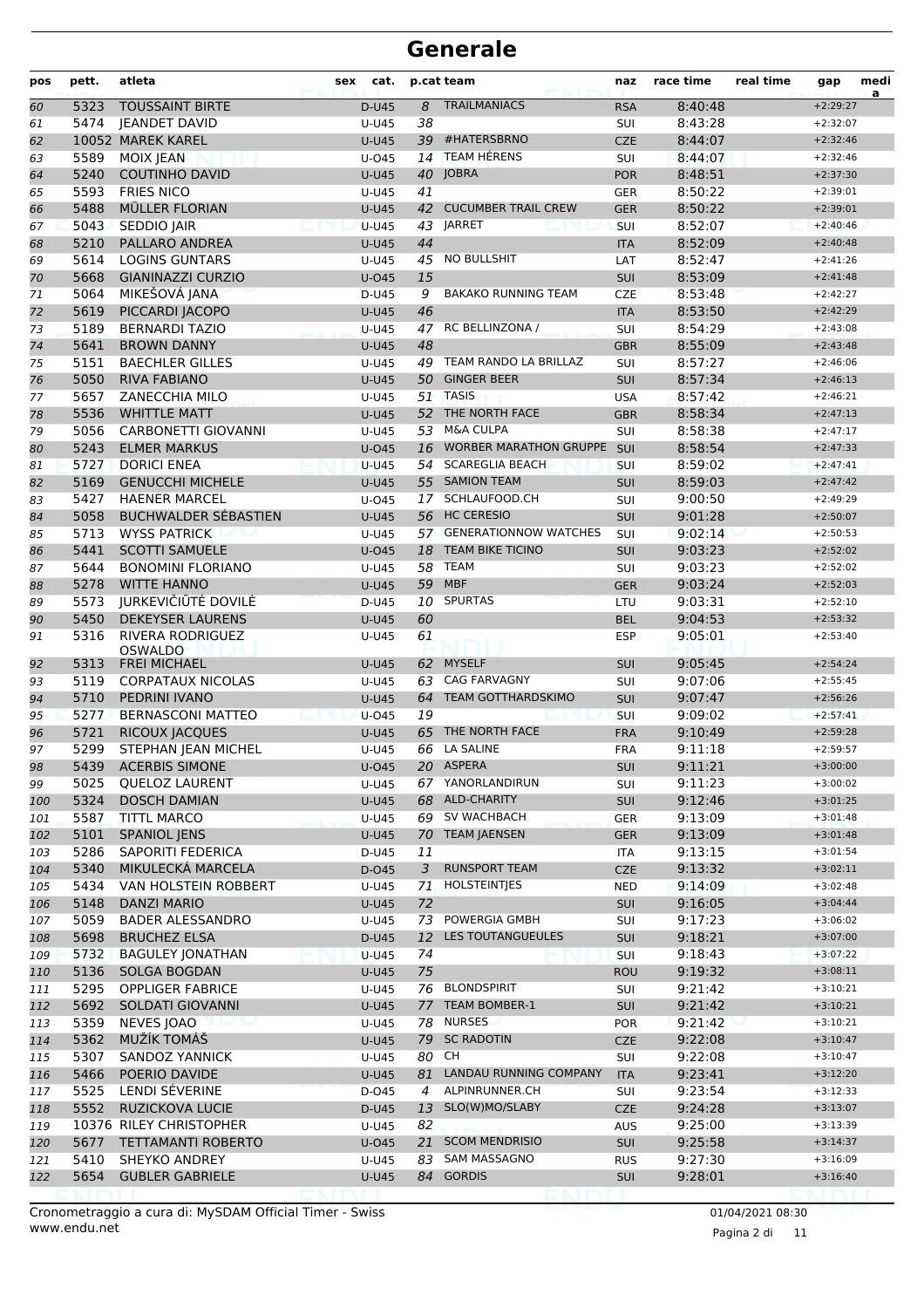# Generale

| pos | pett. | atleta | sex | cat. | p.cat | team | naz | race time | real time | gap | media |
|---|---|---|---|---|---|---|---|---|---|---|---|
| 60 | 5323 | TOUSSAINT BIRTE | | D-U45 | 8 | TRAILMANIACS | RSA | 8:40:48 | | +2:29:27 | |
| 61 | 5474 | JEANDET DAVID | | U-U45 | 38 | | SUI | 8:43:28 | | +2:32:07 | |
| 62 | 10052 | MAREK KAREL | | U-U45 | 39 | #HATERSBRNO | CZE | 8:44:07 | | +2:32:46 | |
| 63 | 5589 | MOIX JEAN | | U-O45 | 14 | TEAM HÉRENS | SUI | 8:44:07 | | +2:32:46 | |
| 64 | 5240 | COUTINHO DAVID | | U-U45 | 40 | JOBRA | POR | 8:48:51 | | +2:37:30 | |
| 65 | 5593 | FRIES NICO | | U-U45 | 41 | | GER | 8:50:22 | | +2:39:01 | |
| 66 | 5488 | MÜLLER FLORIAN | | U-U45 | 42 | CUCUMBER TRAIL CREW | GER | 8:50:22 | | +2:39:01 | |
| 67 | 5043 | SEDDIO JAIR | | U-U45 | 43 | JARRET | SUI | 8:52:07 | | +2:40:46 | |
| 68 | 5210 | PALLARO ANDREA | | U-U45 | 44 | | ITA | 8:52:09 | | +2:40:48 | |
| 69 | 5614 | LOGINS GUNTARS | | U-U45 | 45 | NO BULLSHIT | LAT | 8:52:47 | | +2:41:26 | |
| 70 | 5668 | GIANINAZZI CURZIO | | U-O45 | 15 | | SUI | 8:53:09 | | +2:41:48 | |
| 71 | 5064 | MIKEŠOVÁ JANA | | D-U45 | 9 | BAKAKO RUNNING TEAM | CZE | 8:53:48 | | +2:42:27 | |
| 72 | 5619 | PICCARDI JACOPO | | U-U45 | 46 | | ITA | 8:53:50 | | +2:42:29 | |
| 73 | 5189 | BERNARDI TAZIO | | U-U45 | 47 | RC BELLINZONA / | SUI | 8:54:29 | | +2:43:08 | |
| 74 | 5641 | BROWN DANNY | | U-U45 | 48 | | GBR | 8:55:09 | | +2:43:48 | |
| 75 | 5151 | BAECHLER GILLES | | U-U45 | 49 | TEAM RANDO LA BRILLAZ | SUI | 8:57:27 | | +2:46:06 | |
| 76 | 5050 | RIVA FABIANO | | U-U45 | 50 | GINGER BEER | SUI | 8:57:34 | | +2:46:13 | |
| 77 | 5657 | ZANECCHIA MILO | | U-U45 | 51 | TASIS | USA | 8:57:42 | | +2:46:21 | |
| 78 | 5536 | WHITTLE MATT | | U-U45 | 52 | THE NORTH FACE | GBR | 8:58:34 | | +2:47:13 | |
| 79 | 5056 | CARBONETTI GIOVANNI | | U-U45 | 53 | M&A CULPA | SUI | 8:58:38 | | +2:47:17 | |
| 80 | 5243 | ELMER MARKUS | | U-O45 | 16 | WORBER MARATHON GRUPPE | SUI | 8:58:54 | | +2:47:33 | |
| 81 | 5727 | DORICI ENEA | | U-U45 | 54 | SCAREGLIA BEACH | SUI | 8:59:02 | | +2:47:41 | |
| 82 | 5169 | GENUCCHI MICHELE | | U-U45 | 55 | SAMION TEAM | SUI | 8:59:03 | | +2:47:42 | |
| 83 | 5427 | HAENER MARCEL | | U-O45 | 17 | SCHLAUFOOD.CH | SUI | 9:00:50 | | +2:49:29 | |
| 84 | 5058 | BUCHWALDER SÉBASTIEN | | U-U45 | 56 | HC CERESIO | SUI | 9:01:28 | | +2:50:07 | |
| 85 | 5713 | WYSS PATRICK | | U-U45 | 57 | GENERATIONNOW WATCHES | SUI | 9:02:14 | | +2:50:53 | |
| 86 | 5441 | SCOTTI SAMUELE | | U-O45 | 18 | TEAM BIKE TICINO | SUI | 9:03:23 | | +2:52:02 | |
| 87 | 5644 | BONOMINI FLORIANO | | U-U45 | 58 | TEAM | SUI | 9:03:23 | | +2:52:02 | |
| 88 | 5278 | WITTE HANNO | | U-U45 | 59 | MBF | GER | 9:03:24 | | +2:52:03 | |
| 89 | 5573 | JURKEVIČIŪTĖ DOVILĖ | | D-U45 | 10 | SPURTAS | LTU | 9:03:31 | | +2:52:10 | |
| 90 | 5450 | DEKEYSER LAURENS | | U-U45 | 60 | | BEL | 9:04:53 | | +2:53:32 | |
| 91 | 5316 | RIVERA RODRIGUEZ OSWALDO | | U-U45 | 61 | | ESP | 9:05:01 | | +2:53:40 | |
| 92 | 5313 | FREI MICHAEL | | U-U45 | 62 | MYSELF | SUI | 9:05:45 | | +2:54:24 | |
| 93 | 5119 | CORPATAUX NICOLAS | | U-U45 | 63 | CAG FARVAGNY | SUI | 9:07:06 | | +2:55:45 | |
| 94 | 5710 | PEDRINI IVANO | | U-U45 | 64 | TEAM GOTTHARDSKIMO | SUI | 9:07:47 | | +2:56:26 | |
| 95 | 5277 | BERNASCONI MATTEO | | U-O45 | 19 | | SUI | 9:09:02 | | +2:57:41 | |
| 96 | 5721 | RICOUX JACQUES | | U-U45 | 65 | THE NORTH FACE | FRA | 9:10:49 | | +2:59:28 | |
| 97 | 5299 | STEPHAN JEAN MICHEL | | U-U45 | 66 | LA SALINE | FRA | 9:11:18 | | +2:59:57 | |
| 98 | 5439 | ACERBIS SIMONE | | U-O45 | 20 | ASPERA | SUI | 9:11:21 | | +3:00:00 | |
| 99 | 5025 | QUELOZ LAURENT | | U-U45 | 67 | YANORLANDIRUN | SUI | 9:11:23 | | +3:00:02 | |
| 100 | 5324 | DOSCH DAMIAN | | U-U45 | 68 | ALD-CHARITY | SUI | 9:12:46 | | +3:01:25 | |
| 101 | 5587 | TITTL MARCO | | U-U45 | 69 | SV WACHBACH | GER | 9:13:09 | | +3:01:48 | |
| 102 | 5101 | SPANIOL JENS | | U-U45 | 70 | TEAM JAENSEN | GER | 9:13:09 | | +3:01:48 | |
| 103 | 5286 | SAPORITI FEDERICA | | D-U45 | 11 | | ITA | 9:13:15 | | +3:01:54 | |
| 104 | 5340 | MIKULECKÁ MARCELA | | D-O45 | 3 | RUNSPORT TEAM | CZE | 9:13:32 | | +3:02:11 | |
| 105 | 5434 | VAN HOLSTEIN ROBBERT | | U-U45 | 71 | HOLSTEINTJES | NED | 9:14:09 | | +3:02:48 | |
| 106 | 5148 | DANZI MARIO | | U-U45 | 72 | | SUI | 9:16:05 | | +3:04:44 | |
| 107 | 5059 | BADER ALESSANDRO | | U-U45 | 73 | POWERGIA GMBH | SUI | 9:17:23 | | +3:06:02 | |
| 108 | 5698 | BRUCHEZ ELSA | | D-U45 | 12 | LES TOUTANGUEULES | SUI | 9:18:21 | | +3:07:00 | |
| 109 | 5732 | BAGULEY JONATHAN | | U-U45 | 74 | | SUI | 9:18:43 | | +3:07:22 | |
| 110 | 5136 | SOLGA BOGDAN | | U-U45 | 75 | | ROU | 9:19:32 | | +3:08:11 | |
| 111 | 5295 | OPPLIGER FABRICE | | U-U45 | 76 | BLONDSPIRIT | SUI | 9:21:42 | | +3:10:21 | |
| 112 | 5692 | SOLDATI GIOVANNI | | U-U45 | 77 | TEAM BOMBER-1 | SUI | 9:21:42 | | +3:10:21 | |
| 113 | 5359 | NEVES JOAO | | U-U45 | 78 | NURSES | POR | 9:21:42 | | +3:10:21 | |
| 114 | 5362 | MUŽÍK TOMÁŠ | | U-U45 | 79 | SC RADOTIN | CZE | 9:22:08 | | +3:10:47 | |
| 115 | 5307 | SANDOZ YANNICK | | U-U45 | 80 | CH | SUI | 9:22:08 | | +3:10:47 | |
| 116 | 5466 | POERIO DAVIDE | | U-U45 | 81 | LANDAU RUNNING COMPANY | ITA | 9:23:41 | | +3:12:20 | |
| 117 | 5525 | LENDI SÉVERINE | | D-O45 | 4 | ALPINRUNNER.CH | SUI | 9:23:54 | | +3:12:33 | |
| 118 | 5552 | RUZICKOVA LUCIE | | D-U45 | 13 | SLO(W)MO/SLABY | CZE | 9:24:28 | | +3:13:07 | |
| 119 | 10376 | RILEY CHRISTOPHER | | U-U45 | 82 | | AUS | 9:25:00 | | +3:13:39 | |
| 120 | 5677 | TETTAMANTI ROBERTO | | U-O45 | 21 | SCOM MENDRISIO | SUI | 9:25:58 | | +3:14:37 | |
| 121 | 5410 | SHEYKO ANDREY | | U-U45 | 83 | SAM MASSAGNO | RUS | 9:27:30 | | +3:16:09 | |
| 122 | 5654 | GUBLER GABRIELE | | U-U45 | 84 | GORDIS | SUI | 9:28:01 | | +3:16:40 | |

Cronometraggio a cura di: MySDAM Official Timer - Swiss
www.endu.net

01/04/2021 08:30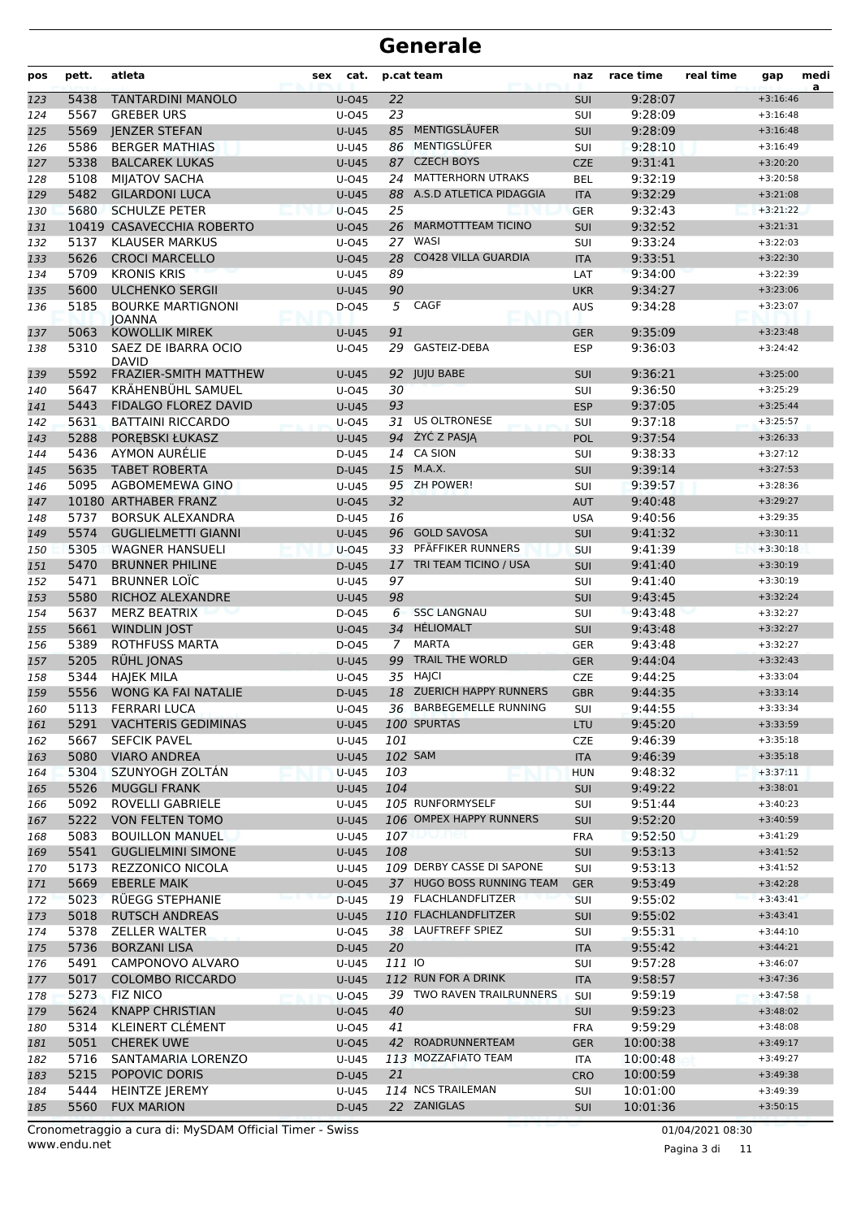# Generale

| pos | pett. | atleta | sex | cat. | p.cat | team | naz | race time | real time | gap | media |
|---|---|---|---|---|---|---|---|---|---|---|---|
| 123 | 5438 | TANTARDINI MANOLO | | U-O45 | 22 | | SUI | 9:28:07 | | +3:16:46 | |
| 124 | 5567 | GREBER URS | | U-O45 | 23 | | SUI | 9:28:09 | | +3:16:48 | |
| 125 | 5569 | JENZER STEFAN | | U-U45 | 85 | MENTIGSLÄUFER | SUI | 9:28:09 | | +3:16:48 | |
| 126 | 5586 | BERGER MATHIAS | | U-U45 | 86 | MENTIGSLÜFER | SUI | 9:28:10 | | +3:16:49 | |
| 127 | 5338 | BALCAREK LUKAS | | U-U45 | 87 | CZECH BOYS | CZE | 9:31:41 | | +3:20:20 | |
| 128 | 5108 | MIJATOV SACHA | | U-O45 | 24 | MATTERHORN UTRAKS | BEL | 9:32:19 | | +3:20:58 | |
| 129 | 5482 | GILARDONI LUCA | | U-U45 | 88 | A.S.D ATLETICA PIDAGGIA | ITA | 9:32:29 | | +3:21:08 | |
| 130 | 5680 | SCHULZE PETER | | U-O45 | 25 | | GER | 9:32:43 | | +3:21:22 | |
| 131 | 10419 | CASAVECCHIA ROBERTO | | U-O45 | 26 | MARMOTTTEAM TICINO | SUI | 9:32:52 | | +3:21:31 | |
| 132 | 5137 | KLAUSER MARKUS | | U-O45 | 27 | WASI | SUI | 9:33:24 | | +3:22:03 | |
| 133 | 5626 | CROCI MARCELLO | | U-O45 | 28 | CO428 VILLA GUARDIA | ITA | 9:33:51 | | +3:22:30 | |
| 134 | 5709 | KRONIS KRIS | | U-U45 | 89 | | LAT | 9:34:00 | | +3:22:39 | |
| 135 | 5600 | ULCHENKO SERGII | | U-U45 | 90 | | UKR | 9:34:27 | | +3:23:06 | |
| 136 | 5185 | BOURKE MARTIGNONI JOANNA | | D-O45 | 5 | CAGF | AUS | 9:34:28 | | +3:23:07 | |
| 137 | 5063 | KOWOLLIK MIREK | | U-U45 | 91 | | GER | 9:35:09 | | +3:23:48 | |
| 138 | 5310 | SAEZ DE IBARRA OCIO DAVID | | U-O45 | 29 | GASTEIZ-DEBA | ESP | 9:36:03 | | +3:24:42 | |
| 139 | 5592 | FRAZIER-SMITH MATTHEW | | U-U45 | 92 | JUJU BABE | SUI | 9:36:21 | | +3:25:00 | |
| 140 | 5647 | KRÄHENBÜHL SAMUEL | | U-O45 | 30 | | SUI | 9:36:50 | | +3:25:29 | |
| 141 | 5443 | FIDALGO FLOREZ DAVID | | U-U45 | 93 | | ESP | 9:37:05 | | +3:25:44 | |
| 142 | 5631 | BATTAINI RICCARDO | | U-O45 | 31 | US OLTRONESE | SUI | 9:37:18 | | +3:25:57 | |
| 143 | 5288 | PORĘBSKI ŁUKASZ | | U-U45 | 94 | ŻYĆ Z PASJĄ | POL | 9:37:54 | | +3:26:33 | |
| 144 | 5436 | AYMON AURÉLIE | | D-U45 | 14 | CA SION | SUI | 9:38:33 | | +3:27:12 | |
| 145 | 5635 | TABET ROBERTA | | D-U45 | 15 | M.A.X. | SUI | 9:39:14 | | +3:27:53 | |
| 146 | 5095 | AGBOMEMEWA GINO | | U-U45 | 95 | ZH POWER! | SUI | 9:39:57 | | +3:28:36 | |
| 147 | 10180 | ARTHABER FRANZ | | U-O45 | 32 | | AUT | 9:40:48 | | +3:29:27 | |
| 148 | 5737 | BORSUK ALEXANDRA | | D-U45 | 16 | | USA | 9:40:56 | | +3:29:35 | |
| 149 | 5574 | GUGLIELMETTI GIANNI | | U-U45 | 96 | GOLD SAVOSA | SUI | 9:41:32 | | +3:30:11 | |
| 150 | 5305 | WAGNER HANSUELI | | U-O45 | 33 | PFÄFFIKER RUNNERS | SUI | 9:41:39 | | +3:30:18 | |
| 151 | 5470 | BRUNNER PHILINE | | D-U45 | 17 | TRI TEAM TICINO / USA | SUI | 9:41:40 | | +3:30:19 | |
| 152 | 5471 | BRUNNER LOÏC | | U-U45 | 97 | | SUI | 9:41:40 | | +3:30:19 | |
| 153 | 5580 | RICHOZ ALEXANDRE | | U-U45 | 98 | | SUI | 9:43:45 | | +3:32:24 | |
| 154 | 5637 | MERZ BEATRIX | | D-O45 | 6 | SSC LANGNAU | SUI | 9:43:48 | | +3:32:27 | |
| 155 | 5661 | WINDLIN JOST | | U-O45 | 34 | HÉLIOMALT | SUI | 9:43:48 | | +3:32:27 | |
| 156 | 5389 | ROTHFUSS MARTA | | D-O45 | 7 | MARTA | GER | 9:43:48 | | +3:32:27 | |
| 157 | 5205 | RÜHL JONAS | | U-U45 | 99 | TRAIL THE WORLD | GER | 9:44:04 | | +3:32:43 | |
| 158 | 5344 | HAJEK MILA | | U-O45 | 35 | HAJCI | CZE | 9:44:25 | | +3:33:04 | |
| 159 | 5556 | WONG KA FAI NATALIE | | D-U45 | 18 | ZUERICH HAPPY RUNNERS | GBR | 9:44:35 | | +3:33:14 | |
| 160 | 5113 | FERRARI LUCA | | U-O45 | 36 | BARBEGEMELLE RUNNING | SUI | 9:44:55 | | +3:33:34 | |
| 161 | 5291 | VACHTERIS GEDIMINAS | | U-U45 | 100 | SPURTAS | LTU | 9:45:20 | | +3:33:59 | |
| 162 | 5667 | SEFCIK PAVEL | | U-U45 | 101 | | CZE | 9:46:39 | | +3:35:18 | |
| 163 | 5080 | VIARO ANDREA | | U-U45 | 102 | SAM | ITA | 9:46:39 | | +3:35:18 | |
| 164 | 5304 | SZUNYOGH ZOLTÁN | | U-U45 | 103 | | HUN | 9:48:32 | | +3:37:11 | |
| 165 | 5526 | MUGGLI FRANK | | U-U45 | 104 | | SUI | 9:49:22 | | +3:38:01 | |
| 166 | 5092 | ROVELLI GABRIELE | | U-U45 | 105 | RUNFORMYSELF | SUI | 9:51:44 | | +3:40:23 | |
| 167 | 5222 | VON FELTEN TOMO | | U-U45 | 106 | OMPEX HAPPY RUNNERS | SUI | 9:52:20 | | +3:40:59 | |
| 168 | 5083 | BOUILLON MANUEL | | U-U45 | 107 | | FRA | 9:52:50 | | +3:41:29 | |
| 169 | 5541 | GUGLIELMINI SIMONE | | U-U45 | 108 | | SUI | 9:53:13 | | +3:41:52 | |
| 170 | 5173 | REZZONICO NICOLA | | U-U45 | 109 | DERBY CASSE DI SAPONE | SUI | 9:53:13 | | +3:41:52 | |
| 171 | 5669 | EBERLE MAIK | | U-O45 | 37 | HUGO BOSS RUNNING TEAM | GER | 9:53:49 | | +3:42:28 | |
| 172 | 5023 | RÜEGG STEPHANIE | | D-U45 | 19 | FLACHLANDFLITZER | SUI | 9:55:02 | | +3:43:41 | |
| 173 | 5018 | RUTSCH ANDREAS | | U-U45 | 110 | FLACHLANDFLITZER | SUI | 9:55:02 | | +3:43:41 | |
| 174 | 5378 | ZELLER WALTER | | U-O45 | 38 | LAUFTREFF SPIEZ | SUI | 9:55:31 | | +3:44:10 | |
| 175 | 5736 | BORZANI LISA | | D-U45 | 20 | | ITA | 9:55:42 | | +3:44:21 | |
| 176 | 5491 | CAMPONOVO ALVARO | | U-U45 | 111 | IO | SUI | 9:57:28 | | +3:46:07 | |
| 177 | 5017 | COLOMBO RICCARDO | | U-U45 | 112 | RUN FOR A DRINK | ITA | 9:58:57 | | +3:47:36 | |
| 178 | 5273 | FIZ NICO | | U-O45 | 39 | TWO RAVEN TRAILRUNNERS | SUI | 9:59:19 | | +3:47:58 | |
| 179 | 5624 | KNAPP CHRISTIAN | | U-O45 | 40 | | SUI | 9:59:23 | | +3:48:02 | |
| 180 | 5314 | KLEINERT CLÉMENT | | U-O45 | 41 | | FRA | 9:59:29 | | +3:48:08 | |
| 181 | 5051 | CHEREK UWE | | U-O45 | 42 | ROADRUNNERTEAM | GER | 10:00:38 | | +3:49:17 | |
| 182 | 5716 | SANTAMARIA LORENZO | | U-U45 | 113 | MOZZAFIATO TEAM | ITA | 10:00:48 | | +3:49:27 | |
| 183 | 5215 | POPOVIC DORIS | | D-U45 | 21 | | CRO | 10:00:59 | | +3:49:38 | |
| 184 | 5444 | HEINTZE JEREMY | | U-U45 | 114 | NCS TRAILEMAN | SUI | 10:01:00 | | +3:49:39 | |
| 185 | 5560 | FUX MARION | | D-U45 | 22 | ZANIGLAS | SUI | 10:01:36 | | +3:50:15 | |

Cronometraggio a cura di: MySDAM Official Timer - Swiss
www.endu.net

01/04/2021 08:30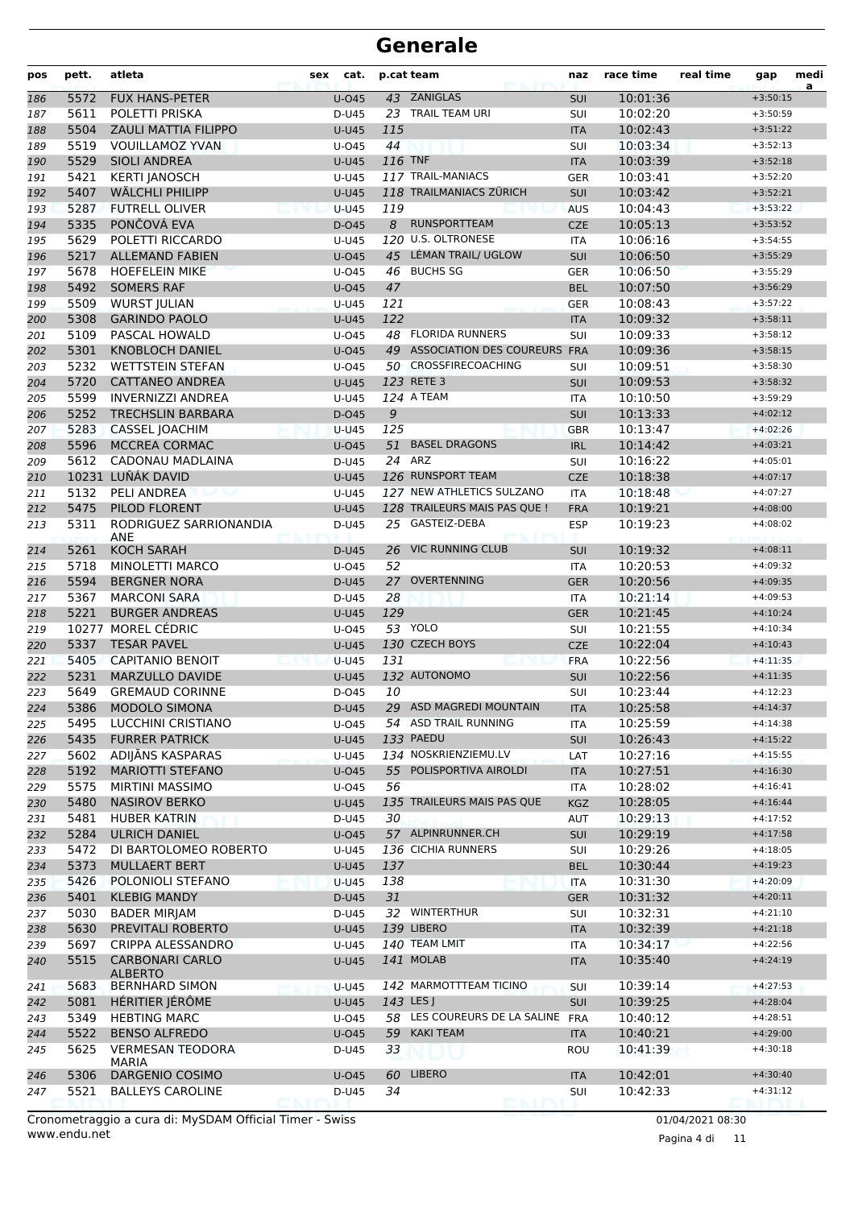# Generale

| pos | pett. | atleta | sex | cat. | p.cat | team | naz | race time | real time | gap | media |
|---|---|---|---|---|---|---|---|---|---|---|---|
| 186 | 5572 | FUX HANS-PETER | | U-O45 | 43 | ZANIGLAS | SUI | 10:01:36 | | +3:50:15 | |
| 187 | 5611 | POLETTI PRISKA | | D-U45 | 23 | TRAIL TEAM URI | SUI | 10:02:20 | | +3:50:59 | |
| 188 | 5504 | ZAULI MATTIA FILIPPO | | U-U45 | 115 | | ITA | 10:02:43 | | +3:51:22 | |
| 189 | 5519 | VOUILLAMOZ YVAN | | U-O45 | 44 | | SUI | 10:03:34 | | +3:52:13 | |
| 190 | 5529 | SIOLI ANDREA | | U-U45 | 116 | TNF | ITA | 10:03:39 | | +3:52:18 | |
| 191 | 5421 | KERTI JANOSCH | | U-U45 | 117 | TRAIL-MANIACS | GER | 10:03:41 | | +3:52:20 | |
| 192 | 5407 | WÄLCHLI PHILIPP | | U-U45 | 118 | TRAILMANIACS ZÜRICH | SUI | 10:03:42 | | +3:52:21 | |
| 193 | 5287 | FUTRELL OLIVER | | U-U45 | 119 | | AUS | 10:04:43 | | +3:53:22 | |
| 194 | 5335 | PONČOVÁ EVA | | D-O45 | 8 | RUNSPORTTEAM | CZE | 10:05:13 | | +3:53:52 | |
| 195 | 5629 | POLETTI RICCARDO | | U-U45 | 120 | U.S. OLTRONESE | ITA | 10:06:16 | | +3:54:55 | |
| 196 | 5217 | ALLEMAND FABIEN | | U-O45 | 45 | LÉMAN TRAIL/ UGLOW | SUI | 10:06:50 | | +3:55:29 | |
| 197 | 5678 | HOEFELEIN MIKE | | U-O45 | 46 | BUCHS SG | GER | 10:06:50 | | +3:55:29 | |
| 198 | 5492 | SOMERS RAF | | U-O45 | 47 | | BEL | 10:07:50 | | +3:56:29 | |
| 199 | 5509 | WURST JULIAN | | U-U45 | 121 | | GER | 10:08:43 | | +3:57:22 | |
| 200 | 5308 | GARINDO PAOLO | | U-U45 | 122 | | ITA | 10:09:32 | | +3:58:11 | |
| 201 | 5109 | PASCAL HOWALD | | U-O45 | 48 | FLORIDA RUNNERS | SUI | 10:09:33 | | +3:58:12 | |
| 202 | 5301 | KNOBLOCH DANIEL | | U-O45 | 49 | ASSOCIATION DES COUREURS | FRA | 10:09:36 | | +3:58:15 | |
| 203 | 5232 | WETTSTEIN STEFAN | | U-O45 | 50 | CROSSFIRECOACHING | SUI | 10:09:51 | | +3:58:30 | |
| 204 | 5720 | CATTANEO ANDREA | | U-U45 | 123 | RETE 3 | SUI | 10:09:53 | | +3:58:32 | |
| 205 | 5599 | INVERNIZZI ANDREA | | U-U45 | 124 | A TEAM | ITA | 10:10:50 | | +3:59:29 | |
| 206 | 5252 | TRECHSLIN BARBARA | | D-O45 | 9 | | SUI | 10:13:33 | | +4:02:12 | |
| 207 | 5283 | CASSEL JOACHIM | | U-U45 | 125 | | GBR | 10:13:47 | | +4:02:26 | |
| 208 | 5596 | MCCREA CORMAC | | U-O45 | 51 | BASEL DRAGONS | IRL | 10:14:42 | | +4:03:21 | |
| 209 | 5612 | CADONAU MADLAINA | | D-U45 | 24 | ARZ | SUI | 10:16:22 | | +4:05:01 | |
| 210 | 10231 | LUŇÁK DAVID | | U-U45 | 126 | RUNSPORT TEAM | CZE | 10:18:38 | | +4:07:17 | |
| 211 | 5132 | PELI ANDREA | | U-U45 | 127 | NEW ATHLETICS SULZANO | ITA | 10:18:48 | | +4:07:27 | |
| 212 | 5475 | PILOD FLORENT | | U-U45 | 128 | TRAILEURS MAIS PAS QUE ! | FRA | 10:19:21 | | +4:08:00 | |
| 213 | 5311 | RODRIGUEZ SARRIONANDIA ANE | | D-U45 | 25 | GASTEIZ-DEBA | ESP | 10:19:23 | | +4:08:02 | |
| 214 | 5261 | KOCH SARAH | | D-U45 | 26 | VIC RUNNING CLUB | SUI | 10:19:32 | | +4:08:11 | |
| 215 | 5718 | MINOLETTI MARCO | | U-O45 | 52 | | ITA | 10:20:53 | | +4:09:32 | |
| 216 | 5594 | BERGNER NORA | | D-U45 | 27 | OVERTENNING | GER | 10:20:56 | | +4:09:35 | |
| 217 | 5367 | MARCONI SARA | | D-U45 | 28 | | ITA | 10:21:14 | | +4:09:53 | |
| 218 | 5221 | BURGER ANDREAS | | U-U45 | 129 | | GER | 10:21:45 | | +4:10:24 | |
| 219 | 10277 | MOREL CÉDRIC | | U-O45 | 53 | YOLO | SUI | 10:21:55 | | +4:10:34 | |
| 220 | 5337 | TESAR PAVEL | | U-U45 | 130 | CZECH BOYS | CZE | 10:22:04 | | +4:10:43 | |
| 221 | 5405 | CAPITANIO BENOIT | | U-U45 | 131 | | FRA | 10:22:56 | | +4:11:35 | |
| 222 | 5231 | MARZULLO DAVIDE | | U-U45 | 132 | AUTONOMO | SUI | 10:22:56 | | +4:11:35 | |
| 223 | 5649 | GREMAUD CORINNE | | D-O45 | 10 | | SUI | 10:23:44 | | +4:12:23 | |
| 224 | 5386 | MODOLO SIMONA | | D-U45 | 29 | ASD MAGREDI MOUNTAIN | ITA | 10:25:58 | | +4:14:37 | |
| 225 | 5495 | LUCCHINI CRISTIANO | | U-O45 | 54 | ASD TRAIL RUNNING | ITA | 10:25:59 | | +4:14:38 | |
| 226 | 5435 | FURRER PATRICK | | U-U45 | 133 | PAEDU | SUI | 10:26:43 | | +4:15:22 | |
| 227 | 5602 | ADIJĀNS KASPARAS | | U-U45 | 134 | NOSKRIENZIEMU.LV | LAT | 10:27:16 | | +4:15:55 | |
| 228 | 5192 | MARIOTTI STEFANO | | U-O45 | 55 | POLISPORTIVA AIROLDI | ITA | 10:27:51 | | +4:16:30 | |
| 229 | 5575 | MIRTINI MASSIMO | | U-O45 | 56 | | ITA | 10:28:02 | | +4:16:41 | |
| 230 | 5480 | NASIROV BERKO | | U-U45 | 135 | TRAILEURS MAIS PAS QUE | KGZ | 10:28:05 | | +4:16:44 | |
| 231 | 5481 | HUBER KATRIN | | D-U45 | 30 | | AUT | 10:29:13 | | +4:17:52 | |
| 232 | 5284 | ULRICH DANIEL | | U-O45 | 57 | ALPINRUNNER.CH | SUI | 10:29:19 | | +4:17:58 | |
| 233 | 5472 | DI BARTOLOMEO ROBERTO | | U-U45 | 136 | CICHIA RUNNERS | SUI | 10:29:26 | | +4:18:05 | |
| 234 | 5373 | MULLAERT BERT | | U-U45 | 137 | | BEL | 10:30:44 | | +4:19:23 | |
| 235 | 5426 | POLONIOLI STEFANO | | U-U45 | 138 | | ITA | 10:31:30 | | +4:20:09 | |
| 236 | 5401 | KLEBIG MANDY | | D-U45 | 31 | | GER | 10:31:32 | | +4:20:11 | |
| 237 | 5030 | BADER MIRJAM | | D-U45 | 32 | WINTERTHUR | SUI | 10:32:31 | | +4:21:10 | |
| 238 | 5630 | PREVITALI ROBERTO | | U-U45 | 139 | LIBERO | ITA | 10:32:39 | | +4:21:18 | |
| 239 | 5697 | CRIPPA ALESSANDRO | | U-U45 | 140 | TEAM LMIT | ITA | 10:34:17 | | +4:22:56 | |
| 240 | 5515 | CARBONARI CARLO ALBERTO | | U-U45 | 141 | MOLAB | ITA | 10:35:40 | | +4:24:19 | |
| 241 | 5683 | BERNHARD SIMON | | U-U45 | 142 | MARMOTTTEAM TICINO | SUI | 10:39:14 | | +4:27:53 | |
| 242 | 5081 | HÉRITIER JÉRÔME | | U-U45 | 143 | LES J | SUI | 10:39:25 | | +4:28:04 | |
| 243 | 5349 | HEBTING MARC | | U-O45 | 58 | LES COUREURS DE LA SALINE | FRA | 10:40:12 | | +4:28:51 | |
| 244 | 5522 | BENSO ALFREDO | | U-O45 | 59 | KAKI TEAM | ITA | 10:40:21 | | +4:29:00 | |
| 245 | 5625 | VERMESAN TEODORA MARIA | | D-U45 | 33 | | ROU | 10:41:39 | | +4:30:18 | |
| 246 | 5306 | DARGENIO COSIMO | | U-O45 | 60 | LIBERO | ITA | 10:42:01 | | +4:30:40 | |
| 247 | 5521 | BALLEYS CAROLINE | | D-U45 | 34 | | SUI | 10:42:33 | | +4:31:12 | |

Cronometraggio a cura di: MySDAM Official Timer - Swiss
www.endu.net

01/04/2021 08:30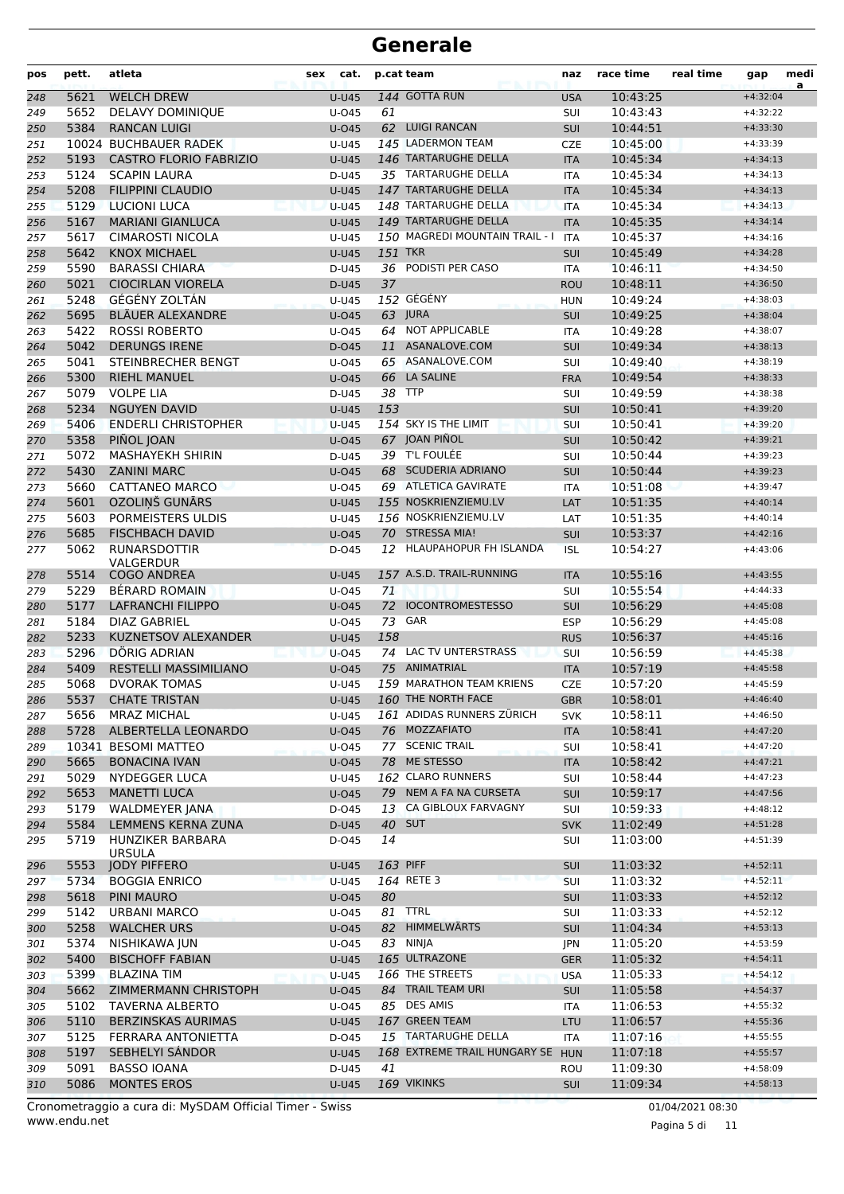# Generale

| pos | pett. | atleta | sex | cat. | p.cat | team | naz | race time | real time | gap | medi a |
|---|---|---|---|---|---|---|---|---|---|---|---|
| 248 | 5621 | WELCH DREW | | U-U45 | 144 | GOTTA RUN | USA | 10:43:25 | | +4:32:04 | |
| 249 | 5652 | DELAVY DOMINIQUE | | U-O45 | 61 | | SUI | 10:43:43 | | +4:32:22 | |
| 250 | 5384 | RANCAN LUIGI | | U-O45 | 62 | LUIGI RANCAN | SUI | 10:44:51 | | +4:33:30 | |
| 251 | 10024 | BUCHBAUER RADEK | | U-U45 | 145 | LADERMON TEAM | CZE | 10:45:00 | | +4:33:39 | |
| 252 | 5193 | CASTRO FLORIO FABRIZIO | | U-U45 | 146 | TARTARUGHE DELLA | ITA | 10:45:34 | | +4:34:13 | |
| 253 | 5124 | SCAPIN LAURA | | D-U45 | 35 | TARTARUGHE DELLA | ITA | 10:45:34 | | +4:34:13 | |
| 254 | 5208 | FILIPPINI CLAUDIO | | U-U45 | 147 | TARTARUGHE DELLA | ITA | 10:45:34 | | +4:34:13 | |
| 255 | 5129 | LUCIONI LUCA | | U-U45 | 148 | TARTARUGHE DELLA | ITA | 10:45:34 | | +4:34:13 | |
| 256 | 5167 | MARIANI GIANLUCA | | U-U45 | 149 | TARTARUGHE DELLA | ITA | 10:45:35 | | +4:34:14 | |
| 257 | 5617 | CIMAROSTI NICOLA | | U-U45 | 150 | MAGREDI MOUNTAIN TRAIL - I | ITA | 10:45:37 | | +4:34:16 | |
| 258 | 5642 | KNOX MICHAEL | | U-U45 | 151 | TKR | SUI | 10:45:49 | | +4:34:28 | |
| 259 | 5590 | BARASSI CHIARA | | D-U45 | 36 | PODISTI PER CASO | ITA | 10:46:11 | | +4:34:50 | |
| 260 | 5021 | CIOCIRLAN VIORELA | | D-U45 | 37 | | ROU | 10:48:11 | | +4:36:50 | |
| 261 | 5248 | GÉGÉNY ZOLTÁN | | U-U45 | 152 | GÉGÉNY | HUN | 10:49:24 | | +4:38:03 | |
| 262 | 5695 | BLÄUER ALEXANDRE | | U-O45 | 63 | JURA | SUI | 10:49:25 | | +4:38:04 | |
| 263 | 5422 | ROSSI ROBERTO | | U-O45 | 64 | NOT APPLICABLE | ITA | 10:49:28 | | +4:38:07 | |
| 264 | 5042 | DERUNGS IRENE | | D-O45 | 11 | ASANALOVE.COM | SUI | 10:49:34 | | +4:38:13 | |
| 265 | 5041 | STEINBRECHER BENGT | | U-O45 | 65 | ASANALOVE.COM | SUI | 10:49:40 | | +4:38:19 | |
| 266 | 5300 | RIEHL MANUEL | | U-O45 | 66 | LA SALINE | FRA | 10:49:54 | | +4:38:33 | |
| 267 | 5079 | VOLPE LIA | | D-U45 | 38 | TTP | SUI | 10:49:59 | | +4:38:38 | |
| 268 | 5234 | NGUYEN DAVID | | U-U45 | 153 | | SUI | 10:50:41 | | +4:39:20 | |
| 269 | 5406 | ENDERLI CHRISTOPHER | | U-U45 | 154 | SKY IS THE LIMIT | SUI | 10:50:41 | | +4:39:20 | |
| 270 | 5358 | PIÑOL JOAN | | U-O45 | 67 | JOAN PIÑOL | SUI | 10:50:42 | | +4:39:21 | |
| 271 | 5072 | MASHAYEKH SHIRIN | | D-U45 | 39 | T'L FOULÉE | SUI | 10:50:44 | | +4:39:23 | |
| 272 | 5430 | ZANINI MARC | | U-O45 | 68 | SCUDERIA ADRIANO | SUI | 10:50:44 | | +4:39:23 | |
| 273 | 5660 | CATTANEO MARCO | | U-O45 | 69 | ATLETICA GAVIRATE | ITA | 10:51:08 | | +4:39:47 | |
| 274 | 5601 | OZOLIŅŠ GUNĀRS | | U-U45 | 155 | NOSKRIENZIEMU.LV | LAT | 10:51:35 | | +4:40:14 | |
| 275 | 5603 | PORMEISTERS ULDIS | | U-U45 | 156 | NOSKRIENZIEMU.LV | LAT | 10:51:35 | | +4:40:14 | |
| 276 | 5685 | FISCHBACH DAVID | | U-O45 | 70 | STRESSA MIA! | SUI | 10:53:37 | | +4:42:16 | |
| 277 | 5062 | RUNARSDOTTIR VALGERDUR | | D-O45 | 12 | HLAUPAHOPUR FH ISLANDA | ISL | 10:54:27 | | +4:43:06 | |
| 278 | 5514 | COGO ANDREA | | U-U45 | 157 | A.S.D. TRAIL-RUNNING | ITA | 10:55:16 | | +4:43:55 | |
| 279 | 5229 | BÉRARD ROMAIN | | U-O45 | 71 | | SUI | 10:55:54 | | +4:44:33 | |
| 280 | 5177 | LAFRANCHI FILIPPO | | U-O45 | 72 | IOCONTROMESTESSO | SUI | 10:56:29 | | +4:45:08 | |
| 281 | 5184 | DIAZ GABRIEL | | U-O45 | 73 | GAR | ESP | 10:56:29 | | +4:45:08 | |
| 282 | 5233 | KUZNETSOV ALEXANDER | | U-U45 | 158 | | RUS | 10:56:37 | | +4:45:16 | |
| 283 | 5296 | DÖRIG ADRIAN | | U-O45 | 74 | LAC TV UNTERSTRASS | SUI | 10:56:59 | | +4:45:38 | |
| 284 | 5409 | RESTELLI MASSIMILIANO | | U-O45 | 75 | ANIMATRIAL | ITA | 10:57:19 | | +4:45:58 | |
| 285 | 5068 | DVORAK TOMAS | | U-U45 | 159 | MARATHON TEAM KRIENS | CZE | 10:57:20 | | +4:45:59 | |
| 286 | 5537 | CHATE TRISTAN | | U-U45 | 160 | THE NORTH FACE | GBR | 10:58:01 | | +4:46:40 | |
| 287 | 5656 | MRAZ MICHAL | | U-U45 | 161 | ADIDAS RUNNERS ZÜRICH | SVK | 10:58:11 | | +4:46:50 | |
| 288 | 5728 | ALBERTELLA LEONARDO | | U-O45 | 76 | MOZZAFIATO | ITA | 10:58:41 | | +4:47:20 | |
| 289 | 10341 | BESOMI MATTEO | | U-O45 | 77 | SCENIC TRAIL | SUI | 10:58:41 | | +4:47:20 | |
| 290 | 5665 | BONACINA IVAN | | U-O45 | 78 | ME STESSO | ITA | 10:58:42 | | +4:47:21 | |
| 291 | 5029 | NYDEGGER LUCA | | U-U45 | 162 | CLARO RUNNERS | SUI | 10:58:44 | | +4:47:23 | |
| 292 | 5653 | MANETTI LUCA | | U-O45 | 79 | NEM A FA NA CURSETA | SUI | 10:59:17 | | +4:47:56 | |
| 293 | 5179 | WALDMEYER JANA | | D-O45 | 13 | CA GIBLOUX FARVAGNY | SUI | 10:59:33 | | +4:48:12 | |
| 294 | 5584 | LEMMENS KERNA ZUNA | | D-U45 | 40 | SUT | SVK | 11:02:49 | | +4:51:28 | |
| 295 | 5719 | HUNZIKER BARBARA URSULA | | D-O45 | 14 | | SUI | 11:03:00 | | +4:51:39 | |
| 296 | 5553 | JODY PIFFERO | | U-U45 | 163 | PIFF | SUI | 11:03:32 | | +4:52:11 | |
| 297 | 5734 | BOGGIA ENRICO | | U-U45 | 164 | RETE 3 | SUI | 11:03:32 | | +4:52:11 | |
| 298 | 5618 | PINI MAURO | | U-O45 | 80 | | SUI | 11:03:33 | | +4:52:12 | |
| 299 | 5142 | URBANI MARCO | | U-O45 | 81 | TTRL | SUI | 11:03:33 | | +4:52:12 | |
| 300 | 5258 | WALCHER URS | | U-O45 | 82 | HIMMELWÄRTS | SUI | 11:04:34 | | +4:53:13 | |
| 301 | 5374 | NISHIKAWA JUN | | U-O45 | 83 | NINJA | JPN | 11:05:20 | | +4:53:59 | |
| 302 | 5400 | BISCHOFF FABIAN | | U-U45 | 165 | ULTRAZONE | GER | 11:05:32 | | +4:54:11 | |
| 303 | 5399 | BLAZINA TIM | | U-U45 | 166 | THE STREETS | USA | 11:05:33 | | +4:54:12 | |
| 304 | 5662 | ZIMMERMANN CHRISTOPH | | U-O45 | 84 | TRAIL TEAM URI | SUI | 11:05:58 | | +4:54:37 | |
| 305 | 5102 | TAVERNA ALBERTO | | U-O45 | 85 | DES AMIS | ITA | 11:06:53 | | +4:55:32 | |
| 306 | 5110 | BERZINSKAS AURIMAS | | U-U45 | 167 | GREEN TEAM | LTU | 11:06:57 | | +4:55:36 | |
| 307 | 5125 | FERRARA ANTONIETTA | | D-O45 | 15 | TARTARUGHE DELLA | ITA | 11:07:16 | | +4:55:55 | |
| 308 | 5197 | SEBHELYI SÁNDOR | | U-U45 | 168 | EXTREME TRAIL HUNGARY SE | HUN | 11:07:18 | | +4:55:57 | |
| 309 | 5091 | BASSO IOANA | | D-U45 | 41 | | ROU | 11:09:30 | | +4:58:09 | |
| 310 | 5086 | MONTES EROS | | U-U45 | 169 | VIKINKS | SUI | 11:09:34 | | +4:58:13 | |

Cronometraggio a cura di: MySDAM Official Timer - Swiss
www.endu.net

01/04/2021 08:30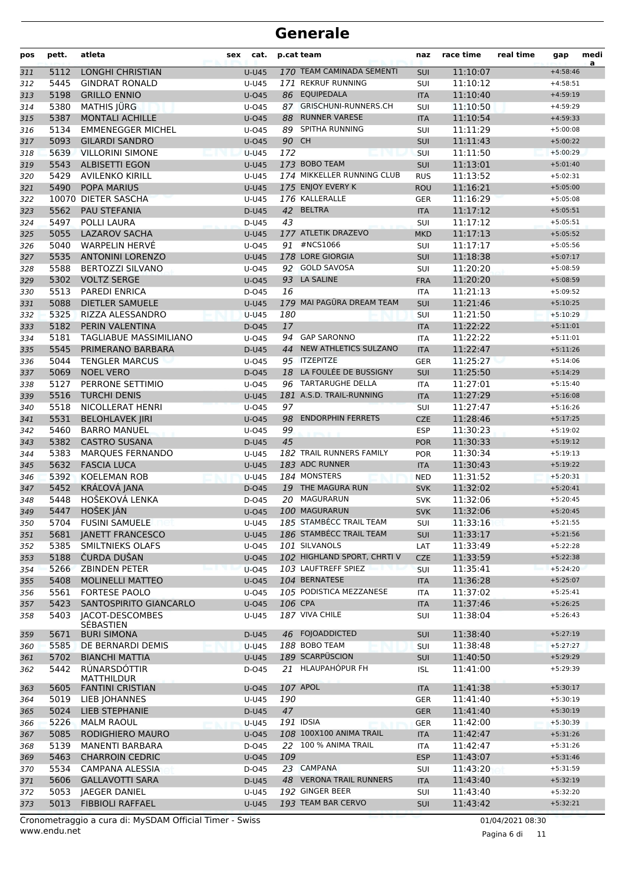# Generale

| pos | pett. | atleta | sex | cat. | p.cat | team | naz | race time | real time | gap | media |
|---|---|---|---|---|---|---|---|---|---|---|---|
| 311 | 5112 | LONGHI CHRISTIAN | | U-U45 | 170 | TEAM CAMINADA SEMENTI | SUI | 11:10:07 | | +4:58:46 | |
| 312 | 5445 | GINDRAT RONALD | | U-U45 | 171 | REKRUF RUNNING | SUI | 11:10:12 | | +4:58:51 | |
| 313 | 5198 | GRILLO ENNIO | | U-O45 | 86 | EQUIPEDALA | ITA | 11:10:40 | | +4:59:19 | |
| 314 | 5380 | MATHIS JÜRG | | U-O45 | 87 | GRISCHUNI-RUNNERS.CH | SUI | 11:10:50 | | +4:59:29 | |
| 315 | 5387 | MONTALI ACHILLE | | U-O45 | 88 | RUNNER VARESE | ITA | 11:10:54 | | +4:59:33 | |
| 316 | 5134 | EMMENEGGER MICHEL | | U-O45 | 89 | SPITHA RUNNING | SUI | 11:11:29 | | +5:00:08 | |
| 317 | 5093 | GILARDI SANDRO | | U-O45 | 90 | CH | SUI | 11:11:43 | | +5:00:22 | |
| 318 | 5639 | VILLORINI SIMONE | | U-U45 | 172 | | SUI | 11:11:50 | | +5:00:29 | |
| 319 | 5543 | ALBISETTI EGON | | U-U45 | 173 | BOBO TEAM | SUI | 11:13:01 | | +5:01:40 | |
| 320 | 5429 | AVILENKO KIRILL | | U-U45 | 174 | MIKKELLER RUNNING CLUB | RUS | 11:13:52 | | +5:02:31 | |
| 321 | 5490 | POPA MARIUS | | U-U45 | 175 | ENJOY EVERY K | ROU | 11:16:21 | | +5:05:00 | |
| 322 | 10070 | DIETER SASCHA | | U-U45 | 176 | KALLERALLE | GER | 11:16:29 | | +5:05:08 | |
| 323 | 5562 | PAU STEFANIA | | D-U45 | 42 | BELTRA | ITA | 11:17:12 | | +5:05:51 | |
| 324 | 5497 | POLLI LAURA | | D-U45 | 43 | | SUI | 11:17:12 | | +5:05:51 | |
| 325 | 5055 | LAZAROV SACHA | | U-U45 | 177 | ATLETIK DRAZEVO | MKD | 11:17:13 | | +5:05:52 | |
| 326 | 5040 | WARPELIN HERVÉ | | U-O45 | 91 | #NCS1066 | SUI | 11:17:17 | | +5:05:56 | |
| 327 | 5535 | ANTONINI LORENZO | | U-U45 | 178 | LORE GIORGIA | SUI | 11:18:38 | | +5:07:17 | |
| 328 | 5588 | BERTOZZI SILVANO | | U-O45 | 92 | GOLD SAVOSA | SUI | 11:20:20 | | +5:08:59 | |
| 329 | 5302 | VOLTZ SERGE | | U-O45 | 93 | LA SALINE | FRA | 11:20:20 | | +5:08:59 | |
| 330 | 5513 | PAREDI ENRICA | | D-O45 | 16 | | ITA | 11:21:13 | | +5:09:52 | |
| 331 | 5088 | DIETLER SAMUELE | | U-U45 | 179 | MAI PAGÜRA DREAM TEAM | SUI | 11:21:46 | | +5:10:25 | |
| 332 | 5325 | RIZZA ALESSANDRO | | U-U45 | 180 | | SUI | 11:21:50 | | +5:10:29 | |
| 333 | 5182 | PERIN VALENTINA | | D-O45 | 17 | | ITA | 11:22:22 | | +5:11:01 | |
| 334 | 5181 | TAGLIABUE MASSIMILIANO | | U-O45 | 94 | GAP SARONNO | ITA | 11:22:22 | | +5:11:01 | |
| 335 | 5545 | PRIMERANO BARBARA | | D-U45 | 44 | NEW ATHLETICS SULZANO | ITA | 11:22:47 | | +5:11:26 | |
| 336 | 5044 | TENGLER MARCUS | | U-O45 | 95 | ITZEPITZE | GER | 11:25:27 | | +5:14:06 | |
| 337 | 5069 | NOEL VERO | | D-O45 | 18 | LA FOULÉE DE BUSSIGNY | SUI | 11:25:50 | | +5:14:29 | |
| 338 | 5127 | PERRONE SETTIMIO | | U-O45 | 96 | TARTARUGHE DELLA | ITA | 11:27:01 | | +5:15:40 | |
| 339 | 5516 | TURCHI DENIS | | U-U45 | 181 | A.S.D. TRAIL-RUNNING | ITA | 11:27:29 | | +5:16:08 | |
| 340 | 5518 | NICOLLERAT HENRI | | U-O45 | 97 | | SUI | 11:27:47 | | +5:16:26 | |
| 341 | 5531 | BELOHLAVEK JIRI | | U-O45 | 98 | ENDORPHIN FERRETS | CZE | 11:28:46 | | +5:17:25 | |
| 342 | 5460 | BARRO MANUEL | | U-O45 | 99 | | ESP | 11:30:23 | | +5:19:02 | |
| 343 | 5382 | CASTRO SUSANA | | D-U45 | 45 | | POR | 11:30:33 | | +5:19:12 | |
| 344 | 5383 | MARQUES FERNANDO | | U-U45 | 182 | TRAIL RUNNERS FAMILY | POR | 11:30:34 | | +5:19:13 | |
| 345 | 5632 | FASCIA LUCA | | U-U45 | 183 | ADC RUNNER | ITA | 11:30:43 | | +5:19:22 | |
| 346 | 5392 | KOELEMAN ROB | | U-U45 | 184 | MONSTERS | NED | 11:31:52 | | +5:20:31 | |
| 347 | 5452 | KRÁĽOVÁ JANA | | D-O45 | 19 | THE MAGURA RUN | SVK | 11:32:02 | | +5:20:41 | |
| 348 | 5448 | HOŠEKOVÁ LENKA | | D-O45 | 20 | MAGURARUN | SVK | 11:32:06 | | +5:20:45 | |
| 349 | 5447 | HOŠEK JÁN | | U-O45 | 100 | MAGURARUN | SVK | 11:32:06 | | +5:20:45 | |
| 350 | 5704 | FUSINI SAMUELE | | U-U45 | 185 | STAMBÉCC TRAIL TEAM | SUI | 11:33:16 | | +5:21:55 | |
| 351 | 5681 | JANETT FRANCESCO | | U-U45 | 186 | STAMBÉCC TRAIL TEAM | SUI | 11:33:17 | | +5:21:56 | |
| 352 | 5385 | SMILTNIEKS OLAFS | | U-O45 | 101 | SILVANOLS | LAT | 11:33:49 | | +5:22:28 | |
| 353 | 5188 | ČURDA DUŠAN | | U-O45 | 102 | HIGHLAND SPORT, CHRTI V | CZE | 11:33:59 | | +5:22:38 | |
| 354 | 5266 | ZBINDEN PETER | | U-O45 | 103 | LAUFTREFF SPIEZ | SUI | 11:35:41 | | +5:24:20 | |
| 355 | 5408 | MOLINELLI MATTEO | | U-O45 | 104 | BERNATESE | ITA | 11:36:28 | | +5:25:07 | |
| 356 | 5561 | FORTESE PAOLO | | U-O45 | 105 | PODISTICA MEZZANESE | ITA | 11:37:02 | | +5:25:41 | |
| 357 | 5423 | SANTOSPIRITO GIANCARLO | | U-O45 | 106 | CPA | ITA | 11:37:46 | | +5:26:25 | |
| 358 | 5403 | JACOT-DESCOMBES SÉBASTIEN | | U-U45 | 187 | VIVA CHILE | SUI | 11:38:04 | | +5:26:43 | |
| 359 | 5671 | BURI SIMONA | | D-U45 | 46 | FOJOADDICTED | SUI | 11:38:40 | | +5:27:19 | |
| 360 | 5585 | DE BERNARDI DEMIS | | U-U45 | 188 | BOBO TEAM | SUI | 11:38:48 | | +5:27:27 | |
| 361 | 5702 | BIANCHI MATTIA | | U-U45 | 189 | SCARPÜSCION | SUI | 11:40:50 | | +5:29:29 | |
| 362 | 5442 | RÚNARSDÓTTIR MATTHILDUR | | D-O45 | 21 | HLAUPAHÓPUR FH | ISL | 11:41:00 | | +5:29:39 | |
| 363 | 5605 | FANTINI CRISTIAN | | U-O45 | 107 | APOL | ITA | 11:41:38 | | +5:30:17 | |
| 364 | 5019 | LIEB JOHANNES | | U-U45 | 190 | | GER | 11:41:40 | | +5:30:19 | |
| 365 | 5024 | LIEB STEPHANIE | | D-U45 | 47 | | GER | 11:41:40 | | +5:30:19 | |
| 366 | 5226 | MALM RAOUL | | U-U45 | 191 | IDSIA | GER | 11:42:00 | | +5:30:39 | |
| 367 | 5085 | RODIGHIERO MAURO | | U-O45 | 108 | 100X100 ANIMA TRAIL | ITA | 11:42:47 | | +5:31:26 | |
| 368 | 5139 | MANENTI BARBARA | | D-O45 | 22 | 100 % ANIMA TRAIL | ITA | 11:42:47 | | +5:31:26 | |
| 369 | 5463 | CHARROIN CEDRIC | | U-O45 | 109 | | ESP | 11:43:07 | | +5:31:46 | |
| 370 | 5534 | CAMPANA ALESSIA | | D-O45 | 23 | CAMPANA | SUI | 11:43:20 | | +5:31:59 | |
| 371 | 5606 | GALLAVOTTI SARA | | D-U45 | 48 | VERONA TRAIL RUNNERS | ITA | 11:43:40 | | +5:32:19 | |
| 372 | 5053 | JAEGER DANIEL | | U-U45 | 192 | GINGER BEER | SUI | 11:43:40 | | +5:32:20 | |
| 373 | 5013 | FIBBIOLI RAFFAEL | | U-U45 | 193 | TEAM BAR CERVO | SUI | 11:43:42 | | +5:32:21 | |

Cronometraggio a cura di: MySDAM Official Timer - Swiss
www.endu.net

01/04/2021 08:30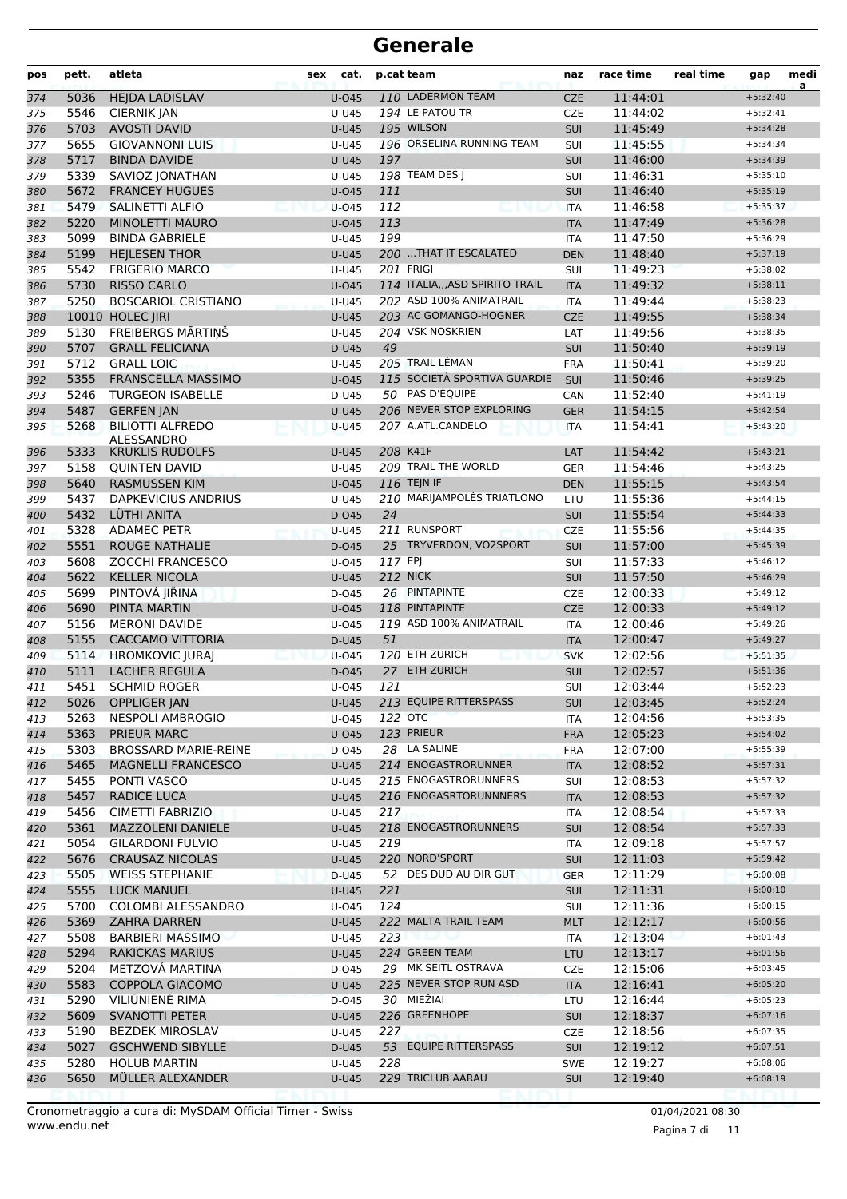# Generale

| pos | pett. | atleta | sex | cat. | p.cat | team | naz | race time | real time | gap | media |
|---|---|---|---|---|---|---|---|---|---|---|---|
| 374 | 5036 | HEJDA LADISLAV | | U-O45 | 110 | LADERMON TEAM | CZE | 11:44:01 | | +5:32:40 | |
| 375 | 5546 | CIERNIK JAN | | U-U45 | 194 | LE PATOU TR | CZE | 11:44:02 | | +5:32:41 | |
| 376 | 5703 | AVOSTI DAVID | | U-U45 | 195 | WILSON | SUI | 11:45:49 | | +5:34:28 | |
| 377 | 5655 | GIOVANNONI LUIS | | U-U45 | 196 | ORSELINA RUNNING TEAM | SUI | 11:45:55 | | +5:34:34 | |
| 378 | 5717 | BINDA DAVIDE | | U-U45 | 197 | | SUI | 11:46:00 | | +5:34:39 | |
| 379 | 5339 | SAVIOZ JONATHAN | | U-U45 | 198 | TEAM DES J | SUI | 11:46:31 | | +5:35:10 | |
| 380 | 5672 | FRANCEY HUGUES | | U-O45 | 111 | | SUI | 11:46:40 | | +5:35:19 | |
| 381 | 5479 | SALINETTI ALFIO | | U-O45 | 112 | | ITA | 11:46:58 | | +5:35:37 | |
| 382 | 5220 | MINOLETTI MAURO | | U-O45 | 113 | | ITA | 11:47:49 | | +5:36:28 | |
| 383 | 5099 | BINDA GABRIELE | | U-U45 | 199 | | ITA | 11:47:50 | | +5:36:29 | |
| 384 | 5199 | HEJLESEN THOR | | U-U45 | 200 | ...THAT IT ESCALATED | DEN | 11:48:40 | | +5:37:19 | |
| 385 | 5542 | FRIGERIO MARCO | | U-U45 | 201 | FRIGI | SUI | 11:49:23 | | +5:38:02 | |
| 386 | 5730 | RISSO CARLO | | U-O45 | 114 | ITALIA,,,ASD SPIRITO TRAIL | ITA | 11:49:32 | | +5:38:11 | |
| 387 | 5250 | BOSCARIOL CRISTIANO | | U-U45 | 202 | ASD 100% ANIMATRAIL | ITA | 11:49:44 | | +5:38:23 | |
| 388 | 10010 | HOLEC JIRI | | U-U45 | 203 | AC GOMANGO-HOGNER | CZE | 11:49:55 | | +5:38:34 | |
| 389 | 5130 | FREIBERGS MĀRTIŅŠ | | U-U45 | 204 | VSK NOSKRIEN | LAT | 11:49:56 | | +5:38:35 | |
| 390 | 5707 | GRALL FELICIANA | | D-U45 | 49 | | SUI | 11:50:40 | | +5:39:19 | |
| 391 | 5712 | GRALL LOIC | | U-U45 | 205 | TRAIL LÉMAN | FRA | 11:50:41 | | +5:39:20 | |
| 392 | 5355 | FRANSCELLA MASSIMO | | U-O45 | 115 | SOCIETÀ SPORTIVA GUARDIE | SUI | 11:50:46 | | +5:39:25 | |
| 393 | 5246 | TURGEON ISABELLE | | D-U45 | 50 | PAS D'ÉQUIPE | CAN | 11:52:40 | | +5:41:19 | |
| 394 | 5487 | GERFEN JAN | | U-U45 | 206 | NEVER STOP EXPLORING | GER | 11:54:15 | | +5:42:54 | |
| 395 | 5268 | BILIOTTI ALFREDO ALESSANDRO | | U-U45 | 207 | A.ATL.CANDELO | ITA | 11:54:41 | | +5:43:20 | |
| 396 | 5333 | KRUKLIS RUDOLFS | | U-U45 | 208 | K41F | LAT | 11:54:42 | | +5:43:21 | |
| 397 | 5158 | QUINTEN DAVID | | U-U45 | 209 | TRAIL THE WORLD | GER | 11:54:46 | | +5:43:25 | |
| 398 | 5640 | RASMUSSEN KIM | | U-O45 | 116 | TEJN IF | DEN | 11:55:15 | | +5:43:54 | |
| 399 | 5437 | DAPKEVICIUS ANDRIUS | | U-U45 | 210 | MARIJAMPOLĖS TRIATLONO | LTU | 11:55:36 | | +5:44:15 | |
| 400 | 5432 | LÜTHI ANITA | | D-O45 | 24 | | SUI | 11:55:54 | | +5:44:33 | |
| 401 | 5328 | ADAMEC PETR | | U-U45 | 211 | RUNSPORT | CZE | 11:55:56 | | +5:44:35 | |
| 402 | 5551 | ROUGE NATHALIE | | D-O45 | 25 | TRYVERDON, VO2SPORT | SUI | 11:57:00 | | +5:45:39 | |
| 403 | 5608 | ZOCCHI FRANCESCO | | U-O45 | 117 | EPJ | SUI | 11:57:33 | | +5:46:12 | |
| 404 | 5622 | KELLER NICOLA | | U-U45 | 212 | NICK | SUI | 11:57:50 | | +5:46:29 | |
| 405 | 5699 | PINTOVÁ JIŘINA | | D-O45 | 26 | PINTAPINTE | CZE | 12:00:33 | | +5:49:12 | |
| 406 | 5690 | PINTA MARTIN | | U-O45 | 118 | PINTAPINTE | CZE | 12:00:33 | | +5:49:12 | |
| 407 | 5156 | MERONI DAVIDE | | U-O45 | 119 | ASD 100% ANIMATRAIL | ITA | 12:00:46 | | +5:49:26 | |
| 408 | 5155 | CACCAMO VITTORIA | | D-U45 | 51 | | ITA | 12:00:47 | | +5:49:27 | |
| 409 | 5114 | HROMKOVIC JURAJ | | U-O45 | 120 | ETH ZURICH | SVK | 12:02:56 | | +5:51:35 | |
| 410 | 5111 | LACHER REGULA | | D-O45 | 27 | ETH ZURICH | SUI | 12:02:57 | | +5:51:36 | |
| 411 | 5451 | SCHMID ROGER | | U-O45 | 121 | | SUI | 12:03:44 | | +5:52:23 | |
| 412 | 5026 | OPPLIGER JAN | | U-U45 | 213 | EQUIPE RITTERSPASS | SUI | 12:03:45 | | +5:52:24 | |
| 413 | 5263 | NESPOLI AMBROGIO | | U-O45 | 122 | OTC | ITA | 12:04:56 | | +5:53:35 | |
| 414 | 5363 | PRIEUR MARC | | U-O45 | 123 | PRIEUR | FRA | 12:05:23 | | +5:54:02 | |
| 415 | 5303 | BROSSARD MARIE-REINE | | D-O45 | 28 | LA SALINE | FRA | 12:07:00 | | +5:55:39 | |
| 416 | 5465 | MAGNELLI FRANCESCO | | U-U45 | 214 | ENOGASTRORUNNER | ITA | 12:08:52 | | +5:57:31 | |
| 417 | 5455 | PONTI VASCO | | U-U45 | 215 | ENOGASTRORUNNERS | SUI | 12:08:53 | | +5:57:32 | |
| 418 | 5457 | RADICE LUCA | | U-U45 | 216 | ENOGASRTORUNNNERS | ITA | 12:08:53 | | +5:57:32 | |
| 419 | 5456 | CIMETTI FABRIZIO | | U-U45 | 217 | | ITA | 12:08:54 | | +5:57:33 | |
| 420 | 5361 | MAZZOLENI DANIELE | | U-U45 | 218 | ENOGASTRORUNNERS | SUI | 12:08:54 | | +5:57:33 | |
| 421 | 5054 | GILARDONI FULVIO | | U-U45 | 219 | | ITA | 12:09:18 | | +5:57:57 | |
| 422 | 5676 | CRAUSAZ NICOLAS | | U-U45 | 220 | NORD'SPORT | SUI | 12:11:03 | | +5:59:42 | |
| 423 | 5505 | WEISS STEPHANIE | | D-U45 | 52 | DES DUD AU DIR GUT | GER | 12:11:29 | | +6:00:08 | |
| 424 | 5555 | LUCK MANUEL | | U-U45 | 221 | | SUI | 12:11:31 | | +6:00:10 | |
| 425 | 5700 | COLOMBI ALESSANDRO | | U-O45 | 124 | | SUI | 12:11:36 | | +6:00:15 | |
| 426 | 5369 | ZAHRA DARREN | | U-U45 | 222 | MALTA TRAIL TEAM | MLT | 12:12:17 | | +6:00:56 | |
| 427 | 5508 | BARBIERI MASSIMO | | U-U45 | 223 | | ITA | 12:13:04 | | +6:01:43 | |
| 428 | 5294 | RAKICKAS MARIUS | | U-U45 | 224 | GREEN TEAM | LTU | 12:13:17 | | +6:01:56 | |
| 429 | 5204 | METZOVÁ MARTINA | | D-O45 | 29 | MK SEITL OSTRAVA | CZE | 12:15:06 | | +6:03:45 | |
| 430 | 5583 | COPPOLA GIACOMO | | U-U45 | 225 | NEVER STOP RUN ASD | ITA | 12:16:41 | | +6:05:20 | |
| 431 | 5290 | VILIŪNIENĖ RIMA | | D-O45 | 30 | MIEŽIAI | LTU | 12:16:44 | | +6:05:23 | |
| 432 | 5609 | SVANOTTI PETER | | U-U45 | 226 | GREENHOPE | SUI | 12:18:37 | | +6:07:16 | |
| 433 | 5190 | BEZDEK MIROSLAV | | U-U45 | 227 | | CZE | 12:18:56 | | +6:07:35 | |
| 434 | 5027 | GSCHWEND SIBYLLE | | D-U45 | 53 | EQUIPE RITTERSPASS | SUI | 12:19:12 | | +6:07:51 | |
| 435 | 5280 | HOLUB MARTIN | | U-U45 | 228 | | SWE | 12:19:27 | | +6:08:06 | |
| 436 | 5650 | MÜLLER ALEXANDER | | U-U45 | 229 | TRICLUB AARAU | SUI | 12:19:40 | | +6:08:19 | |

Cronometraggio a cura di: MySDAM Official Timer - Swiss
www.endu.net

01/04/2021 08:30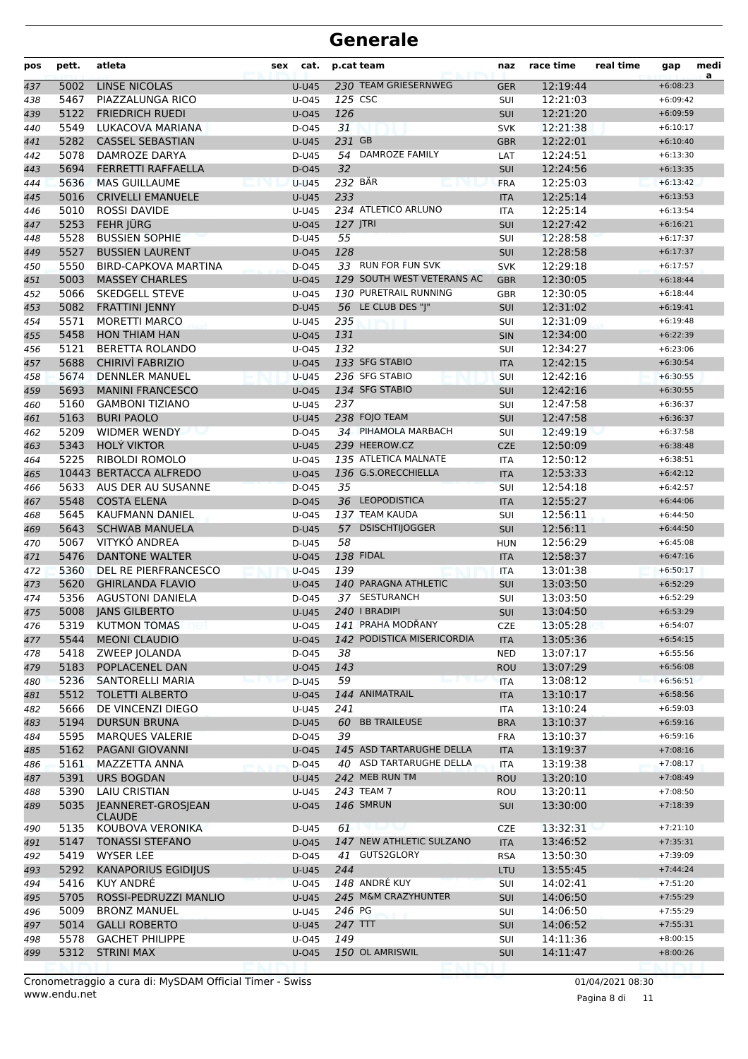# Generale

| pos | pett. | atleta | sex | cat. | p.cat | team | naz | race time | real time | gap | medi a |
|---|---|---|---|---|---|---|---|---|---|---|---|
| 437 | 5002 | LINSE NICOLAS | | U-U45 | 230 | TEAM GRIESERNWEG | GER | 12:19:44 | | +6:08:23 | |
| 438 | 5467 | PIAZZALUNGA RICO | | U-O45 | 125 | CSC | SUI | 12:21:03 | | +6:09:42 | |
| 439 | 5122 | FRIEDRICH RUEDI | | U-O45 | 126 | | SUI | 12:21:20 | | +6:09:59 | |
| 440 | 5549 | LUKACOVA MARIANA | | D-O45 | 31 | | SVK | 12:21:38 | | +6:10:17 | |
| 441 | 5282 | CASSEL SEBASTIAN | | U-U45 | 231 | GB | GBR | 12:22:01 | | +6:10:40 | |
| 442 | 5078 | DAMROZE DARYA | | D-U45 | 54 | DAMROZE FAMILY | LAT | 12:24:51 | | +6:13:30 | |
| 443 | 5694 | FERRETTI RAFFAELLA | | D-O45 | 32 | | SUI | 12:24:56 | | +6:13:35 | |
| 444 | 5636 | MAS GUILLAUME | | U-U45 | 232 | BÄR | FRA | 12:25:03 | | +6:13:42 | |
| 445 | 5016 | CRIVELLI EMANUELE | | U-U45 | 233 | | ITA | 12:25:14 | | +6:13:53 | |
| 446 | 5010 | ROSSI DAVIDE | | U-U45 | 234 | ATLETICO ARLUNO | ITA | 12:25:14 | | +6:13:54 | |
| 447 | 5253 | FEHR JÜRG | | U-O45 | 127 | JTRI | SUI | 12:27:42 | | +6:16:21 | |
| 448 | 5528 | BUSSIEN SOPHIE | | D-U45 | 55 | | SUI | 12:28:58 | | +6:17:37 | |
| 449 | 5527 | BUSSIEN LAURENT | | U-O45 | 128 | | SUI | 12:28:58 | | +6:17:37 | |
| 450 | 5550 | BIRD-CAPKOVA MARTINA | | D-O45 | 33 | RUN FOR FUN SVK | SVK | 12:29:18 | | +6:17:57 | |
| 451 | 5003 | MASSEY CHARLES | | U-O45 | 129 | SOUTH WEST VETERANS AC | GBR | 12:30:05 | | +6:18:44 | |
| 452 | 5066 | SKEDGELL STEVE | | U-O45 | 130 | PURETRAIL RUNNING | GBR | 12:30:05 | | +6:18:44 | |
| 453 | 5082 | FRATTINI JENNY | | D-U45 | 56 | LE CLUB DES "J" | SUI | 12:31:02 | | +6:19:41 | |
| 454 | 5571 | MORETTI MARCO | | U-U45 | 235 | | SUI | 12:31:09 | | +6:19:48 | |
| 455 | 5458 | HON THIAM HAN | | U-O45 | 131 | | SIN | 12:34:00 | | +6:22:39 | |
| 456 | 5121 | BERETTA ROLANDO | | U-O45 | 132 | | SUI | 12:34:27 | | +6:23:06 | |
| 457 | 5688 | CHIRIVÌ FABRIZIO | | U-O45 | 133 | SFG STABIO | ITA | 12:42:15 | | +6:30:54 | |
| 458 | 5674 | DENNLER MANUEL | | U-U45 | 236 | SFG STABIO | SUI | 12:42:16 | | +6:30:55 | |
| 459 | 5693 | MANINI FRANCESCO | | U-O45 | 134 | SFG STABIO | SUI | 12:42:16 | | +6:30:55 | |
| 460 | 5160 | GAMBONI TIZIANO | | U-U45 | 237 | | SUI | 12:47:58 | | +6:36:37 | |
| 461 | 5163 | BURI PAOLO | | U-U45 | 238 | FOJO TEAM | SUI | 12:47:58 | | +6:36:37 | |
| 462 | 5209 | WIDMER WENDY | | D-O45 | 34 | PIHAMOLA MARBACH | SUI | 12:49:19 | | +6:37:58 | |
| 463 | 5343 | HOLÝ VIKTOR | | U-U45 | 239 | HEEROW.CZ | CZE | 12:50:09 | | +6:38:48 | |
| 464 | 5225 | RIBOLDI ROMOLO | | U-O45 | 135 | ATLETICA MALNATE | ITA | 12:50:12 | | +6:38:51 | |
| 465 | 10443 | BERTACCA ALFREDO | | U-O45 | 136 | G.S.ORECCHIELLA | ITA | 12:53:33 | | +6:42:12 | |
| 466 | 5633 | AUS DER AU SUSANNE | | D-O45 | 35 | | SUI | 12:54:18 | | +6:42:57 | |
| 467 | 5548 | COSTA ELENA | | D-O45 | 36 | LEOPODISTICA | ITA | 12:55:27 | | +6:44:06 | |
| 468 | 5645 | KAUFMANN DANIEL | | U-O45 | 137 | TEAM KAUDA | SUI | 12:56:11 | | +6:44:50 | |
| 469 | 5643 | SCHWAB MANUELA | | D-U45 | 57 | DSISCHTIJOGGER | SUI | 12:56:11 | | +6:44:50 | |
| 470 | 5067 | VITYKÓ ANDREA | | D-U45 | 58 | | HUN | 12:56:29 | | +6:45:08 | |
| 471 | 5476 | DANTONE WALTER | | U-O45 | 138 | FIDAL | ITA | 12:58:37 | | +6:47:16 | |
| 472 | 5360 | DEL RE PIERFRANCESCO | | U-O45 | 139 | | ITA | 13:01:38 | | +6:50:17 | |
| 473 | 5620 | GHIRLANDA FLAVIO | | U-O45 | 140 | PARAGNA ATHLETIC | SUI | 13:03:50 | | +6:52:29 | |
| 474 | 5356 | AGUSTONI DANIELA | | D-O45 | 37 | SESTURANCH | SUI | 13:03:50 | | +6:52:29 | |
| 475 | 5008 | JANS GILBERTO | | U-U45 | 240 | I BRADIPI | SUI | 13:04:50 | | +6:53:29 | |
| 476 | 5319 | KUTMON TOMAS | | U-O45 | 141 | PRAHA MODŘANY | CZE | 13:05:28 | | +6:54:07 | |
| 477 | 5544 | MEONI CLAUDIO | | U-O45 | 142 | PODISTICA MISERICORDIA | ITA | 13:05:36 | | +6:54:15 | |
| 478 | 5418 | ZWEEP JOLANDA | | D-O45 | 38 | | NED | 13:07:17 | | +6:55:56 | |
| 479 | 5183 | POPLACENEL DAN | | U-O45 | 143 | | ROU | 13:07:29 | | +6:56:08 | |
| 480 | 5236 | SANTORELLI MARIA | | D-U45 | 59 | | ITA | 13:08:12 | | +6:56:51 | |
| 481 | 5512 | TOLETTI ALBERTO | | U-O45 | 144 | ANIMATRAIL | ITA | 13:10:17 | | +6:58:56 | |
| 482 | 5666 | DE VINCENZI DIEGO | | U-U45 | 241 | | ITA | 13:10:24 | | +6:59:03 | |
| 483 | 5194 | DURSUN BRUNA | | D-U45 | 60 | BB TRAILEUSE | BRA | 13:10:37 | | +6:59:16 | |
| 484 | 5595 | MARQUES VALERIE | | D-O45 | 39 | | FRA | 13:10:37 | | +6:59:16 | |
| 485 | 5162 | PAGANI GIOVANNI | | U-O45 | 145 | ASD TARTARUGHE DELLA | ITA | 13:19:37 | | +7:08:16 | |
| 486 | 5161 | MAZZETTA ANNA | | D-O45 | 40 | ASD TARTARUGHE DELLA | ITA | 13:19:38 | | +7:08:17 | |
| 487 | 5391 | URS BOGDAN | | U-U45 | 242 | MEB RUN TM | ROU | 13:20:10 | | +7:08:49 | |
| 488 | 5390 | LAIU CRISTIAN | | U-U45 | 243 | TEAM 7 | ROU | 13:20:11 | | +7:08:50 | |
| 489 | 5035 | JEANNERET-GROSJEAN CLAUDE | | U-O45 | 146 | SMRUN | SUI | 13:30:00 | | +7:18:39 | |
| 490 | 5135 | KOUBOVA VERONIKA | | D-U45 | 61 | | CZE | 13:32:31 | | +7:21:10 | |
| 491 | 5147 | TONASSI STEFANO | | U-O45 | 147 | NEW ATHLETIC SULZANO | ITA | 13:46:52 | | +7:35:31 | |
| 492 | 5419 | WYSER LEE | | D-O45 | 41 | GUTS2GLORY | RSA | 13:50:30 | | +7:39:09 | |
| 493 | 5292 | KANAPORIUS EGIDIJUS | | U-U45 | 244 | | LTU | 13:55:45 | | +7:44:24 | |
| 494 | 5416 | KUY ANDRÉ | | U-O45 | 148 | ANDRÉ KUY | SUI | 14:02:41 | | +7:51:20 | |
| 495 | 5705 | ROSSI-PEDRUZZI MANLIO | | U-U45 | 245 | M&M CRAZYHUNTER | SUI | 14:06:50 | | +7:55:29 | |
| 496 | 5009 | BRONZ MANUEL | | U-U45 | 246 | PG | SUI | 14:06:50 | | +7:55:29 | |
| 497 | 5014 | GALLI ROBERTO | | U-U45 | 247 | TTT | SUI | 14:06:52 | | +7:55:31 | |
| 498 | 5578 | GACHET PHILIPPE | | U-O45 | 149 | | SUI | 14:11:36 | | +8:00:15 | |
| 499 | 5312 | STRINI MAX | | U-O45 | 150 | OL AMRISWIL | SUI | 14:11:47 | | +8:00:26 | |

Cronometraggio a cura di: MySDAM Official Timer - Swiss
www.endu.net

01/04/2021 08:30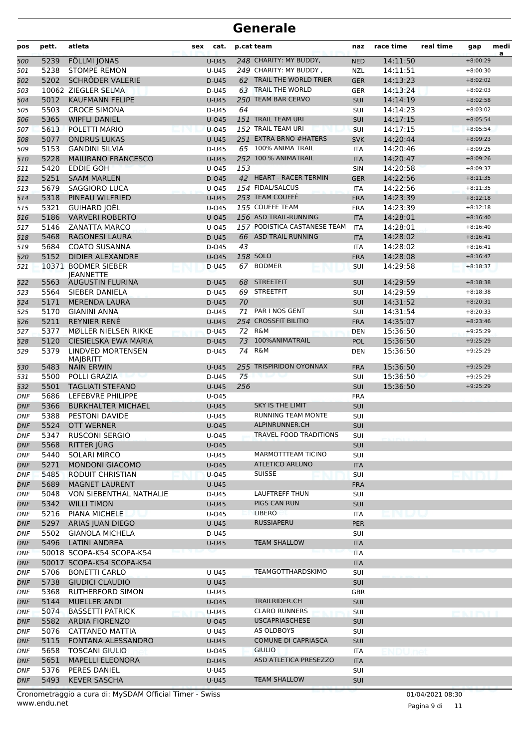# Generale

| pos | pett. | atleta | sex | cat. | p.cat | team | naz | race time | real time | gap | media |
|---|---|---|---|---|---|---|---|---|---|---|---|
| 500 | 5239 | FÖLLMI JONAS | | U-U45 | 248 | CHARITY: MY BUDDY, | NED | 14:11:50 | | +8:00:29 | |
| 501 | 5238 | STOMPE REMON | | U-U45 | 249 | CHARITY: MY BUDDY , | NZL | 14:11:51 | | +8:00:30 | |
| 502 | 5202 | SCHRÖDER VALERIE | | D-U45 | 62 | TRAIL THE WORLD TRIER | GER | 14:13:23 | | +8:02:02 | |
| 503 | 10062 | ZIEGLER SELMA | | D-U45 | 63 | TRAIL THE WORLD | GER | 14:13:24 | | +8:02:03 | |
| 504 | 5012 | KAUFMANN FELIPE | | U-U45 | 250 | TEAM BAR CERVO | SUI | 14:14:19 | | +8:02:58 | |
| 505 | 5503 | CROCE SIMONA | | D-U45 | 64 | | SUI | 14:14:23 | | +8:03:02 | |
| 506 | 5365 | WIPFLI DANIEL | | U-O45 | 151 | TRAIL TEAM URI | SUI | 14:17:15 | | +8:05:54 | |
| 507 | 5613 | POLETTI MARIO | | U-O45 | 152 | TRAIL TEAM URI | SUI | 14:17:15 | | +8:05:54 | |
| 508 | 5077 | ONDRUS LUKAS | | U-U45 | 251 | EXTRA BRNO #HATERS | SVK | 14:20:44 | | +8:09:23 | |
| 509 | 5153 | GANDINI SILVIA | | D-U45 | 65 | 100% ANIMA TRAIL | ITA | 14:20:46 | | +8:09:25 | |
| 510 | 5228 | MAIURANO FRANCESCO | | U-U45 | 252 | 100 % ANIMATRAIL | ITA | 14:20:47 | | +8:09:26 | |
| 511 | 5420 | EDDIE GOH | | U-O45 | 153 | | SIN | 14:20:58 | | +8:09:37 | |
| 512 | 5251 | SAAM MARLEN | | D-O45 | 42 | HEART - RACER TERMIN | GER | 14:22:56 | | +8:11:35 | |
| 513 | 5679 | SAGGIORO LUCA | | U-O45 | 154 | FIDAL/SALCUS | ITA | 14:22:56 | | +8:11:35 | |
| 514 | 5318 | PINEAU WILFRIED | | U-U45 | 253 | TEAM COUFFÉ | FRA | 14:23:39 | | +8:12:18 | |
| 515 | 5321 | GUIHARD JOËL | | U-O45 | 155 | COUFFE TEAM | FRA | 14:23:39 | | +8:12:18 | |
| 516 | 5186 | VARVERI ROBERTO | | U-O45 | 156 | ASD TRAIL-RUNNING | ITA | 14:28:01 | | +8:16:40 | |
| 517 | 5146 | ZANATTA MARCO | | U-O45 | 157 | PODISTICA CASTANESE TEAM | ITA | 14:28:01 | | +8:16:40 | |
| 518 | 5468 | RAGONESI LAURA | | D-U45 | 66 | ASD TRAIL RUNNING | ITA | 14:28:02 | | +8:16:41 | |
| 519 | 5684 | COATO SUSANNA | | D-O45 | 43 | | ITA | 14:28:02 | | +8:16:41 | |
| 520 | 5152 | DIDIER ALEXANDRE | | U-O45 | 158 | SOLO | FRA | 14:28:08 | | +8:16:47 | |
| 521 | 10371 | BODMER SIEBER JEANNETTE | | D-U45 | 67 | BODMER | SUI | 14:29:58 | | +8:18:37 | |
| 522 | 5563 | AUGUSTIN FLURINA | | D-U45 | 68 | STREETFIT | SUI | 14:29:59 | | +8:18:38 | |
| 523 | 5564 | SIEBER DANIELA | | D-U45 | 69 | STREETFIT | SUI | 14:29:59 | | +8:18:38 | |
| 524 | 5171 | MERENDA LAURA | | D-U45 | 70 | | SUI | 14:31:52 | | +8:20:31 | |
| 525 | 5170 | GIANINI ANNA | | D-U45 | 71 | PAR I NOS GENT | SUI | 14:31:54 | | +8:20:33 | |
| 526 | 5211 | REYNIER RENÉ | | U-U45 | 254 | CROSSFIT BILITIO | FRA | 14:35:07 | | +8:23:46 | |
| 527 | 5377 | MØLLER NIELSEN RIKKE | | D-U45 | 72 | R&M | DEN | 15:36:50 | | +9:25:29 | |
| 528 | 5120 | CIESIELSKA EWA MARIA | | D-U45 | 73 | 100%ANIMATRAIL | POL | 15:36:50 | | +9:25:29 | |
| 529 | 5379 | LINDVED MORTENSEN MAJBRITT | | D-U45 | 74 | R&M | DEN | 15:36:50 | | +9:25:29 | |
| 530 | 5483 | NAIN ERWIN | | U-U45 | 255 | TRISPIRIDON OYONNAX | FRA | 15:36:50 | | +9:25:29 | |
| 531 | 5500 | POLLI GRAZIA | | D-U45 | 75 | | SUI | 15:36:50 | | +9:25:29 | |
| 532 | 5501 | TAGLIATI STEFANO | | U-U45 | 256 | | SUI | 15:36:50 | | +9:25:29 | |
| DNF | 5686 | LEFEBVRE PHILIPPE | | U-O45 | | | FRA | | | | |
| DNF | 5366 | BURKHALTER MICHAEL | | U-U45 | | SKY IS THE LIMIT | SUI | | | | |
| DNF | 5388 | PESTONI DAVIDE | | U-U45 | | RUNNING TEAM MONTE | SUI | | | | |
| DNF | 5524 | OTT WERNER | | U-O45 | | ALPINRUNNER.CH | SUI | | | | |
| DNF | 5347 | RUSCONI SERGIO | | U-O45 | | TRAVEL FOOD TRADITIONS | SUI | | | | |
| DNF | 5568 | RITTER JÜRG | | U-O45 | | | SUI | | | | |
| DNF | 5440 | SOLARI MIRCO | | U-U45 | | MARMOTTTEAM TICINO | SUI | | | | |
| DNF | 5271 | MONDONI GIACOMO | | U-O45 | | ATLETICO ARLUNO | ITA | | | | |
| DNF | 5485 | RODUIT CHRISTIAN | | U-O45 | | SUISSE | SUI | | | | |
| DNF | 5689 | MAGNET LAURENT | | U-U45 | | | FRA | | | | |
| DNF | 5048 | VON SIEBENTHAL NATHALIE | | D-U45 | | LAUFTREFF THUN | SUI | | | | |
| DNF | 5342 | WILLI TIMON | | U-U45 | | PIGS CAN RUN | SUI | | | | |
| DNF | 5216 | PIANA MICHELE | | U-O45 | | LIBERO | ITA | | | | |
| DNF | 5297 | ARIAS JUAN DIEGO | | U-U45 | | RUSSIAPERU | PER | | | | |
| DNF | 5502 | GIANOLA MICHELA | | D-U45 | | | SUI | | | | |
| DNF | 5496 | LATINI ANDREA | | U-U45 | | TEAM SHALLOW | ITA | | | | |
| DNF | 50018 | SCOPA-K54 SCOPA-K54 | | | | | ITA | | | | |
| DNF | 50017 | SCOPA-K54 SCOPA-K54 | | | | | ITA | | | | |
| DNF | 5706 | BONETTI CARLO | | U-U45 | | TEAMGOTTHARDSKIMO | SUI | | | | |
| DNF | 5738 | GIUDICI CLAUDIO | | U-U45 | | | SUI | | | | |
| DNF | 5368 | RUTHERFORD SIMON | | U-U45 | | | GBR | | | | |
| DNF | 5144 | MUELLER ANDI | | U-O45 | | TRAILRIDER.CH | SUI | | | | |
| DNF | 5074 | BASSETTI PATRICK | | U-U45 | | CLARO RUNNERS | SUI | | | | |
| DNF | 5582 | ARDIA FIORENZO | | U-O45 | | USCAPRIASCHESE | SUI | | | | |
| DNF | 5076 | CATTANEO MATTIA | | U-U45 | | AS OLDBOYS | SUI | | | | |
| DNF | 5115 | FONTANA ALESSANDRO | | U-U45 | | COMUNE DI CAPRIASCA | SUI | | | | |
| DNF | 5658 | TOSCANI GIULIO | | U-O45 | | GIULIO | ITA | | | | |
| DNF | 5651 | MAPELLI ELEONORA | | D-U45 | | ASD ATLETICA PRESEZZO | ITA | | | | |
| DNF | 5376 | PERES DANIEL | | U-U45 | | | SUI | | | | |
| DNF | 5493 | KEVER SASCHA | | U-U45 | | TEAM SHALLOW | SUI | | | | |

Cronometraggio a cura di: MySDAM Official Timer - Swiss
www.endu.net

01/04/2021 08:30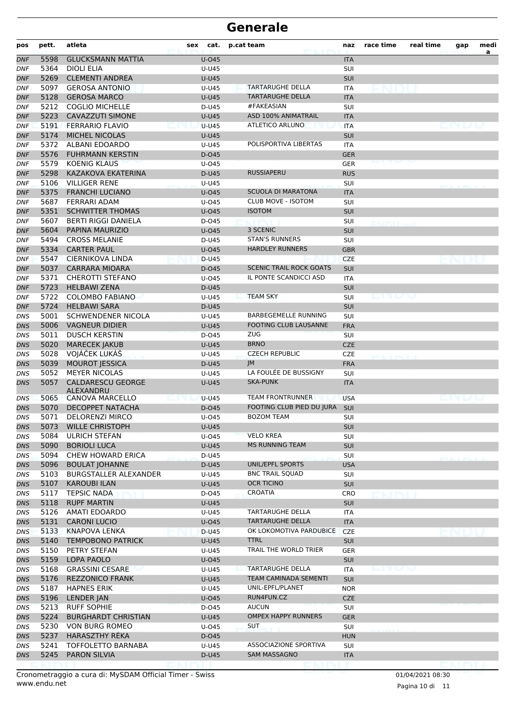# Generale

| pos | pett. | atleta | sex | cat. | p.cat team | naz | race time | real time | gap | media |
|---|---|---|---|---|---|---|---|---|---|---|
| DNF | 5598 | GLUCKSMANN MATTIA | | U-O45 | | ITA | | | | |
| DNF | 5364 | DIOLI ELIA | | U-U45 | | SUI | | | | |
| DNF | 5269 | CLEMENTI ANDREA | | U-U45 | | SUI | | | | |
| DNF | 5097 | GEROSA ANTONIO | | U-U45 | TARTARUGHE DELLA | ITA | | | | |
| DNF | 5128 | GEROSA MARCO | | U-U45 | TARTARUGHE DELLA | ITA | | | | |
| DNF | 5212 | COGLIO MICHELLE | | D-U45 | #FAKEASIAN | SUI | | | | |
| DNF | 5223 | CAVAZZUTI SIMONE | | U-U45 | ASD 100% ANIMATRAIL | ITA | | | | |
| DNF | 5191 | FERRARIO FLAVIO | | U-U45 | ATLETICO ARLUNO | ITA | | | | |
| DNF | 5174 | MICHEL NICOLAS | | U-U45 | | SUI | | | | |
| DNF | 5372 | ALBANI EDOARDO | | U-U45 | POLISPORTIVA LIBERTAS | ITA | | | | |
| DNF | 5576 | FUHRMANN KERSTIN | | D-O45 | | GER | | | | |
| DNF | 5579 | KOENIG KLAUS | | U-O45 | | GER | | | | |
| DNF | 5298 | KAZAKOVA EKATERINA | | D-U45 | RUSSIAPERU | RUS | | | | |
| DNF | 5106 | VILLIGER RENE | | U-U45 | | SUI | | | | |
| DNF | 5375 | FRANCHI LUCIANO | | U-O45 | SCUOLA DI MARATONA | ITA | | | | |
| DNF | 5687 | FERRARI ADAM | | U-O45 | CLUB MOVE - ISOTOM | SUI | | | | |
| DNF | 5351 | SCHWITTER THOMAS | | U-O45 | ISOTOM | SUI | | | | |
| DNF | 5607 | BERTI RIGGI DANIELA | | D-O45 | | SUI | | | | |
| DNF | 5604 | PAPINA MAURIZIO | | U-O45 | 3 SCENIC | SUI | | | | |
| DNF | 5494 | CROSS MELANIE | | D-U45 | STAN'S RUNNERS | SUI | | | | |
| DNF | 5334 | CARTER PAUL | | U-O45 | HARDLEY RUNNERS | GBR | | | | |
| DNF | 5547 | CIERNIKOVA LINDA | | D-U45 | | CZE | | | | |
| DNF | 5037 | CARRARA MIOARA | | D-O45 | SCENIC TRAIL ROCK GOATS | SUI | | | | |
| DNF | 5371 | CHEROTTI STEFANO | | U-O45 | IL PONTE SCANDICCI ASD | ITA | | | | |
| DNF | 5723 | HELBAWI ZENA | | D-U45 | | SUI | | | | |
| DNF | 5722 | COLOMBO FABIANO | | U-U45 | TEAM SKY | SUI | | | | |
| DNF | 5724 | HELBAWI SARA | | D-U45 | | SUI | | | | |
| DNS | 5001 | SCHWENDENER NICOLA | | U-U45 | BARBEGEMELLE RUNNING | SUI | | | | |
| DNS | 5006 | VAGNEUR DIDIER | | U-U45 | FOOTING CLUB LAUSANNE | FRA | | | | |
| DNS | 5011 | DUSCH KERSTIN | | D-O45 | ZUG | SUI | | | | |
| DNS | 5020 | MARECEK JAKUB | | U-U45 | BRNO | CZE | | | | |
| DNS | 5028 | VOJÁČEK LUKÁŠ | | U-U45 | CZECH REPUBLIC | CZE | | | | |
| DNS | 5039 | MOUROT JESSICA | | D-U45 | JM | FRA | | | | |
| DNS | 5052 | MEYER NICOLAS | | U-U45 | LA FOULÉE DE BUSSIGNY | SUI | | | | |
| DNS | 5057 | CALDARESCU GEORGE ALEXANDRU | | U-U45 | SKA-PUNK | ITA | | | | |
| DNS | 5065 | CANOVA MARCELLO | | U-U45 | TEAM FRONTRUNNER | USA | | | | |
| DNS | 5070 | DECOPPET NATACHA | | D-O45 | FOOTING CLUB PIED DU JURA | SUI | | | | |
| DNS | 5071 | DELORENZI MIRCO | | U-O45 | BOZOM TEAM | SUI | | | | |
| DNS | 5073 | WILLE CHRISTOPH | | U-U45 | | SUI | | | | |
| DNS | 5084 | ULRICH STEFAN | | U-O45 | VELO KREA | SUI | | | | |
| DNS | 5090 | BORIOLI LUCA | | U-U45 | MS RUNNING TEAM | SUI | | | | |
| DNS | 5094 | CHEW HOWARD ERICA | | D-U45 | | SUI | | | | |
| DNS | 5096 | BOULAT JOHANNE | | D-U45 | UNIL/EPFL SPORTS | USA | | | | |
| DNS | 5103 | BURGSTALLER ALEXANDER | | U-U45 | BNC TRAIL SQUAD | SUI | | | | |
| DNS | 5107 | KAROUBI ILAN | | U-U45 | OCR TICINO | SUI | | | | |
| DNS | 5117 | TEPSIC NADA | | D-O45 | CROATIA | CRO | | | | |
| DNS | 5118 | RUPF MARTIN | | U-U45 | | SUI | | | | |
| DNS | 5126 | AMATI EDOARDO | | U-U45 | TARTARUGHE DELLA | ITA | | | | |
| DNS | 5131 | CARONI LUCIO | | U-O45 | TARTARUGHE DELLA | ITA | | | | |
| DNS | 5133 | KNAPOVA LENKA | | D-U45 | OK LOKOMOTIVA PARDUBICE | CZE | | | | |
| DNS | 5140 | TEMPOBONO PATRICK | | U-U45 | TTRL | SUI | | | | |
| DNS | 5150 | PETRY STEFAN | | U-U45 | TRAIL THE WORLD TRIER | GER | | | | |
| DNS | 5159 | LOPA PAOLO | | U-O45 | | SUI | | | | |
| DNS | 5168 | GRASSINI CESARE | | U-U45 | TARTARUGHE DELLA | ITA | | | | |
| DNS | 5176 | REZZONICO FRANK | | U-U45 | TEAM CAMINADA SEMENTI | SUI | | | | |
| DNS | 5187 | HAPNES ERIK | | U-U45 | UNIL-EPFL/PLANET | NOR | | | | |
| DNS | 5196 | LENDER JAN | | U-O45 | RUN4FUN.CZ | CZE | | | | |
| DNS | 5213 | RUFF SOPHIE | | D-O45 | AUCUN | SUI | | | | |
| DNS | 5224 | BURGHARDT CHRISTIAN | | U-U45 | OMPEX HAPPY RUNNERS | GER | | | | |
| DNS | 5230 | VON BURG ROMEO | | U-O45 | SUT | SUI | | | | |
| DNS | 5237 | HARASZTHY RÉKA | | D-O45 | | HUN | | | | |
| DNS | 5241 | TOFFOLETTO BARNABA | | U-U45 | ASSOCIAZIONE SPORTIVA | SUI | | | | |
| DNS | 5245 | PARON SILVIA | | D-U45 | SAM MASSAGNO | ITA | | | | |

Cronometraggio a cura di: MySDAM Official Timer - Swiss
www.endu.net

01/04/2021 08:30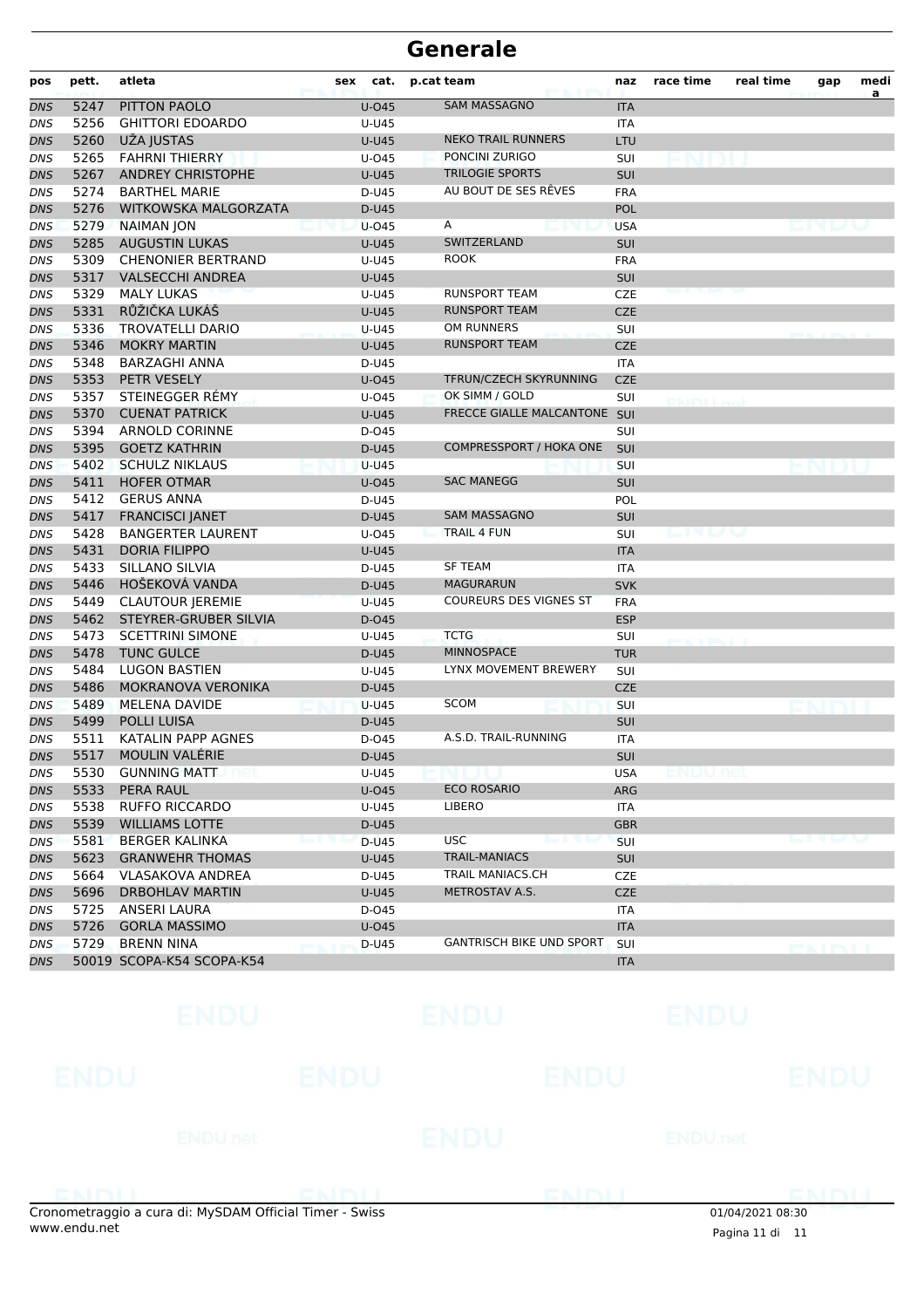# Generale

| pos | pett. | atleta | sex | cat. | p.cat | team | naz | race time | real time | gap | media |
|---|---|---|---|---|---|---|---|---|---|---|---|
| DNS | 5247 | PITTON PAOLO | | U-O45 | | SAM MASSAGNO | ITA | | | | |
| DNS | 5256 | GHITTORI EDOARDO | | U-U45 | | | ITA | | | | |
| DNS | 5260 | UŽA JUSTAS | | U-U45 | | NEKO TRAIL RUNNERS | LTU | | | | |
| DNS | 5265 | FAHRNI THIERRY | | U-O45 | | PONCINI ZURIGO | SUI | | | | |
| DNS | 5267 | ANDREY CHRISTOPHE | | U-U45 | | TRILOGIE SPORTS | SUI | | | | |
| DNS | 5274 | BARTHEL MARIE | | D-U45 | | AU BOUT DE SES RÊVES | FRA | | | | |
| DNS | 5276 | WITKOWSKA MALGORZATA | | D-U45 | | | POL | | | | |
| DNS | 5279 | NAIMAN JON | | U-O45 | | A | USA | | | | |
| DNS | 5285 | AUGUSTIN LUKAS | | U-U45 | | SWITZERLAND | SUI | | | | |
| DNS | 5309 | CHENONIER BERTRAND | | U-U45 | | ROOK | FRA | | | | |
| DNS | 5317 | VALSECCHI ANDREA | | U-U45 | | | SUI | | | | |
| DNS | 5329 | MALY LUKAS | | U-U45 | | RUNSPORT TEAM | CZE | | | | |
| DNS | 5331 | RŮŽIČKA LUKÁŠ | | U-U45 | | RUNSPORT TEAM | CZE | | | | |
| DNS | 5336 | TROVATELLI DARIO | | U-U45 | | OM RUNNERS | SUI | | | | |
| DNS | 5346 | MOKRY MARTIN | | U-U45 | | RUNSPORT TEAM | CZE | | | | |
| DNS | 5348 | BARZAGHI ANNA | | D-U45 | | | ITA | | | | |
| DNS | 5353 | PETR VESELY | | U-O45 | | TFRUN/CZECH SKYRUNNING | CZE | | | | |
| DNS | 5357 | STEINEGGER RÉMY | | U-O45 | | OK SIMM / GOLD | SUI | | | | |
| DNS | 5370 | CUENAT PATRICK | | U-U45 | | FRECCE GIALLE MALCANTONE | SUI | | | | |
| DNS | 5394 | ARNOLD CORINNE | | D-O45 | | | SUI | | | | |
| DNS | 5395 | GOETZ KATHRIN | | D-U45 | | COMPRESSPORT / HOKA ONE | SUI | | | | |
| DNS | 5402 | SCHULZ NIKLAUS | | U-U45 | | | SUI | | | | |
| DNS | 5411 | HOFER OTMAR | | U-O45 | | SAC MANEGG | SUI | | | | |
| DNS | 5412 | GERUS ANNA | | D-U45 | | | POL | | | | |
| DNS | 5417 | FRANCISCI JANET | | D-U45 | | SAM MASSAGNO | SUI | | | | |
| DNS | 5428 | BANGERTER LAURENT | | U-O45 | | TRAIL 4 FUN | SUI | | | | |
| DNS | 5431 | DORIA FILIPPO | | U-U45 | | | ITA | | | | |
| DNS | 5433 | SILLANO SILVIA | | D-U45 | | SF TEAM | ITA | | | | |
| DNS | 5446 | HOŠEKOVÁ VANDA | | D-U45 | | MAGURARUN | SVK | | | | |
| DNS | 5449 | CLAUTOUR JEREMIE | | U-U45 | | COUREURS DES VIGNES ST | FRA | | | | |
| DNS | 5462 | STEYRER-GRUBER SILVIA | | D-O45 | | | ESP | | | | |
| DNS | 5473 | SCETTRINI SIMONE | | U-U45 | | TCTG | SUI | | | | |
| DNS | 5478 | TUNC GULCE | | D-U45 | | MINNOSPACE | TUR | | | | |
| DNS | 5484 | LUGON BASTIEN | | U-U45 | | LYNX MOVEMENT BREWERY | SUI | | | | |
| DNS | 5486 | MOKRANOVA VERONIKA | | D-U45 | | | CZE | | | | |
| DNS | 5489 | MELENA DAVIDE | | U-U45 | | SCOM | SUI | | | | |
| DNS | 5499 | POLLI LUISA | | D-U45 | | | SUI | | | | |
| DNS | 5511 | KATALIN PAPP AGNES | | D-O45 | | A.S.D. TRAIL-RUNNING | ITA | | | | |
| DNS | 5517 | MOULIN VALÉRIE | | D-U45 | | | SUI | | | | |
| DNS | 5530 | GUNNING MATT | | U-U45 | | | USA | | | | |
| DNS | 5533 | PERA RAUL | | U-O45 | | ECO ROSARIO | ARG | | | | |
| DNS | 5538 | RUFFO RICCARDO | | U-U45 | | LIBERO | ITA | | | | |
| DNS | 5539 | WILLIAMS LOTTE | | D-U45 | | | GBR | | | | |
| DNS | 5581 | BERGER KALINKA | | D-U45 | | USC | SUI | | | | |
| DNS | 5623 | GRANWEHR THOMAS | | U-U45 | | TRAIL-MANIACS | SUI | | | | |
| DNS | 5664 | VLASAKOVA ANDREA | | D-U45 | | TRAIL MANIACS.CH | CZE | | | | |
| DNS | 5696 | DRBOHLAV MARTIN | | U-U45 | | METROSTAV A.S. | CZE | | | | |
| DNS | 5725 | ANSERI LAURA | | D-O45 | | | ITA | | | | |
| DNS | 5726 | GORLA MASSIMO | | U-O45 | | | ITA | | | | |
| DNS | 5729 | BRENN NINA | | D-U45 | | GANTRISCH BIKE UND SPORT | SUI | | | | |
| DNS | 50019 | SCOPA-K54 SCOPA-K54 | | | | | ITA | | | | |

Cronometraggio a cura di: MySDAM Official Timer - Swiss
www.endu.net

01/04/2021 08:30